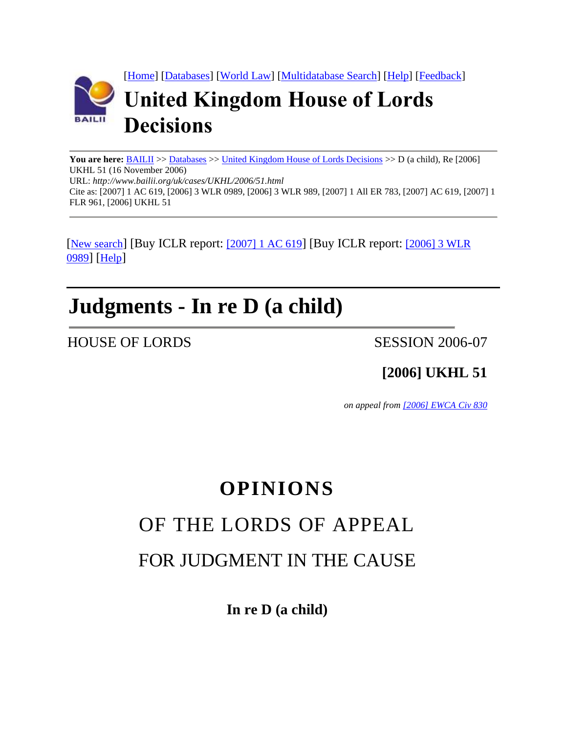[Home] [Databases] [World Law] [Multidatabase Search] [Help] [Feedback]

# United Kingdom House of Lords Decisions

**You are here:** BAILII >> Databases >> United Kingdom House of Lords Decisions >> D (a child), Re [2006] UKHL 51 (16 November 2006)
URL: *http://www.bailii.org/uk/cases/UKHL/2006/51.html*
Cite as: [2007] 1 AC 619, [2006] 3 WLR 0989, [2006] 3 WLR 989, [2007] 1 All ER 783, [2007] AC 619, [2007] 1 FLR 961, [2006] UKHL 51

---

[New search] [Buy ICLR report: [2007] 1 AC 619] [Buy ICLR report: [2006] 3 WLR 0989] [Help]

---

# Judgments - In re D (a child)

HOUSE OF LORDS SESSION 2006-07

**[2006] UKHL 51**

*on appeal from [2006] EWCA Civ 830*

## OPINIONS

## OF THE LORDS OF APPEAL

## FOR JUDGMENT IN THE CAUSE

**In re D (a child)**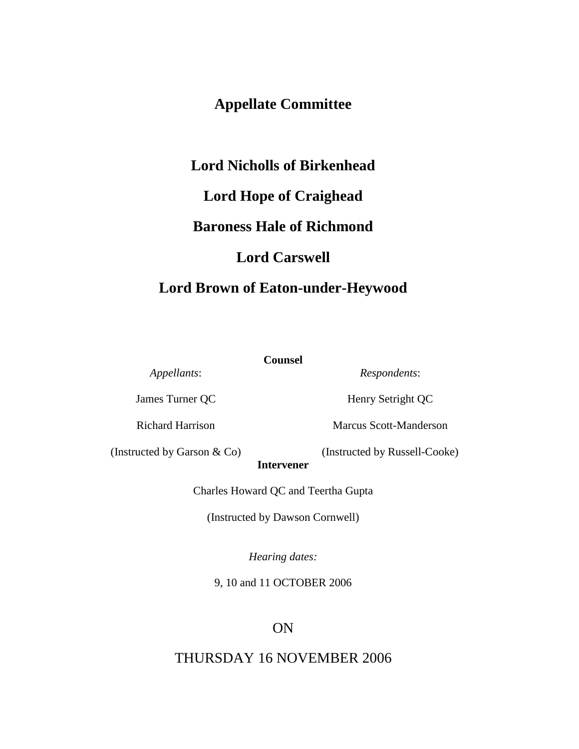# Appellate Committee

## Lord Nicholls of Birkenhead

## Lord Hope of Craighead

## Baroness Hale of Richmond

## Lord Carswell

## Lord Brown of Eaton-under-Heywood

**Counsel**

| *Appellants*: | *Respondents*: |
| --- | --- |
| James Turner QC | Henry Setright QC |
| Richard Harrison | Marcus Scott-Manderson |
| (Instructed by Garson & Co) | (Instructed by Russell-Cooke) |

**Intervener**

Charles Howard QC and Teertha Gupta

(Instructed by Dawson Cornwell)

*Hearing dates:*

9, 10 and 11 OCTOBER 2006

ON

THURSDAY 16 NOVEMBER 2006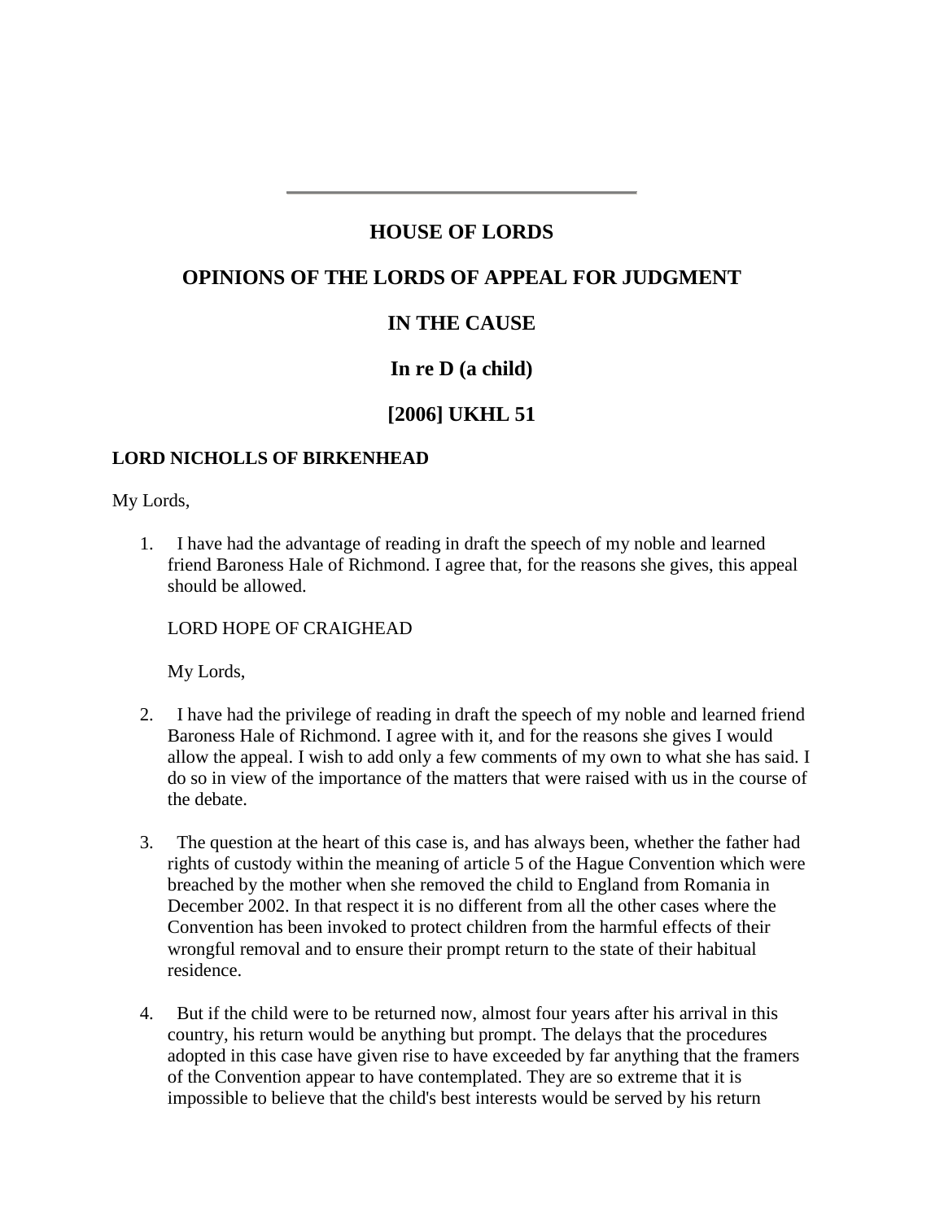---

# HOUSE OF LORDS

## OPINIONS OF THE LORDS OF APPEAL FOR JUDGMENT

## IN THE CAUSE

## In re D (a child)

## [2006] UKHL 51

**LORD NICHOLLS OF BIRKENHEAD**

My Lords,

1. I have had the advantage of reading in draft the speech of my noble and learned friend Baroness Hale of Richmond. I agree that, for the reasons she gives, this appeal should be allowed.

   LORD HOPE OF CRAIGHEAD

   My Lords,

2. I have had the privilege of reading in draft the speech of my noble and learned friend Baroness Hale of Richmond. I agree with it, and for the reasons she gives I would allow the appeal. I wish to add only a few comments of my own to what she has said. I do so in view of the importance of the matters that were raised with us in the course of the debate.

3. The question at the heart of this case is, and has always been, whether the father had rights of custody within the meaning of article 5 of the Hague Convention which were breached by the mother when she removed the child to England from Romania in December 2002. In that respect it is no different from all the other cases where the Convention has been invoked to protect children from the harmful effects of their wrongful removal and to ensure their prompt return to the state of their habitual residence.

4. But if the child were to be returned now, almost four years after his arrival in this country, his return would be anything but prompt. The delays that the procedures adopted in this case have given rise to have exceeded by far anything that the framers of the Convention appear to have contemplated. They are so extreme that it is impossible to believe that the child's best interests would be served by his return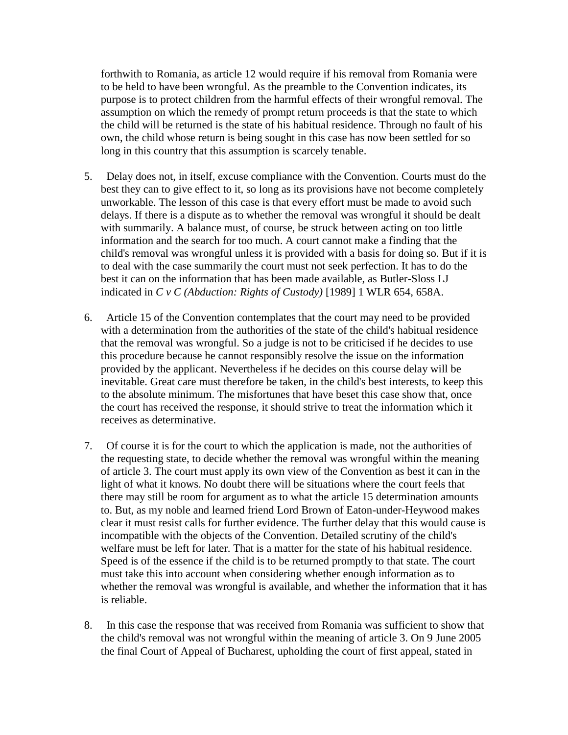forthwith to Romania, as article 12 would require if his removal from Romania were to be held to have been wrongful. As the preamble to the Convention indicates, its purpose is to protect children from the harmful effects of their wrongful removal. The assumption on which the remedy of prompt return proceeds is that the state to which the child will be returned is the state of his habitual residence. Through no fault of his own, the child whose return is being sought in this case has now been settled for so long in this country that this assumption is scarcely tenable.

5. Delay does not, in itself, excuse compliance with the Convention. Courts must do the best they can to give effect to it, so long as its provisions have not become completely unworkable. The lesson of this case is that every effort must be made to avoid such delays. If there is a dispute as to whether the removal was wrongful it should be dealt with summarily. A balance must, of course, be struck between acting on too little information and the search for too much. A court cannot make a finding that the child's removal was wrongful unless it is provided with a basis for doing so. But if it is to deal with the case summarily the court must not seek perfection. It has to do the best it can on the information that has been made available, as Butler-Sloss LJ indicated in *C v C (Abduction: Rights of Custody)* [1989] 1 WLR 654, 658A.

6. Article 15 of the Convention contemplates that the court may need to be provided with a determination from the authorities of the state of the child's habitual residence that the removal was wrongful. So a judge is not to be criticised if he decides to use this procedure because he cannot responsibly resolve the issue on the information provided by the applicant. Nevertheless if he decides on this course delay will be inevitable. Great care must therefore be taken, in the child's best interests, to keep this to the absolute minimum. The misfortunes that have beset this case show that, once the court has received the response, it should strive to treat the information which it receives as determinative.

7. Of course it is for the court to which the application is made, not the authorities of the requesting state, to decide whether the removal was wrongful within the meaning of article 3. The court must apply its own view of the Convention as best it can in the light of what it knows. No doubt there will be situations where the court feels that there may still be room for argument as to what the article 15 determination amounts to. But, as my noble and learned friend Lord Brown of Eaton-under-Heywood makes clear it must resist calls for further evidence. The further delay that this would cause is incompatible with the objects of the Convention. Detailed scrutiny of the child's welfare must be left for later. That is a matter for the state of his habitual residence. Speed is of the essence if the child is to be returned promptly to that state. The court must take this into account when considering whether enough information as to whether the removal was wrongful is available, and whether the information that it has is reliable.

8. In this case the response that was received from Romania was sufficient to show that the child's removal was not wrongful within the meaning of article 3. On 9 June 2005 the final Court of Appeal of Bucharest, upholding the court of first appeal, stated in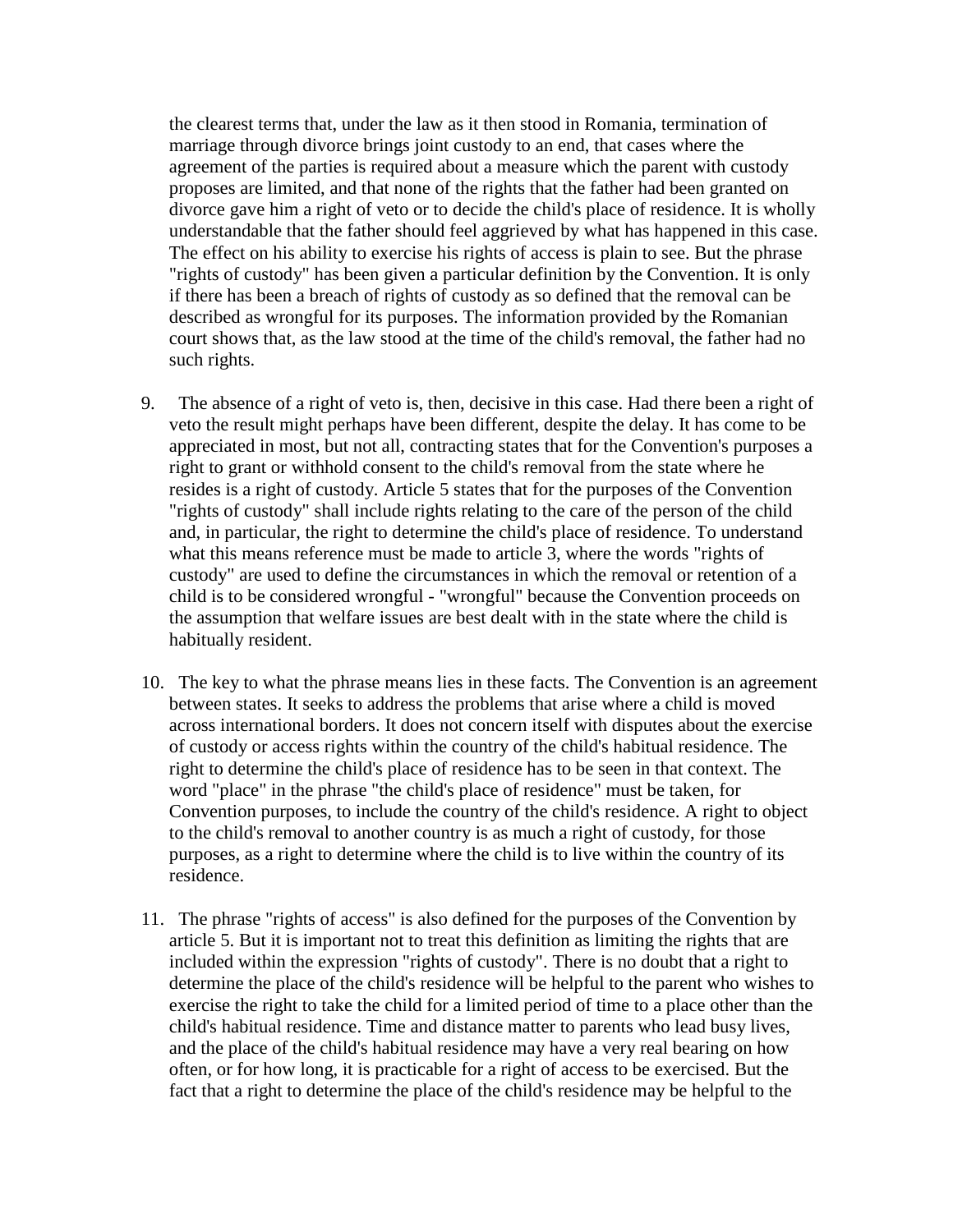the clearest terms that, under the law as it then stood in Romania, termination of marriage through divorce brings joint custody to an end, that cases where the agreement of the parties is required about a measure which the parent with custody proposes are limited, and that none of the rights that the father had been granted on divorce gave him a right of veto or to decide the child's place of residence. It is wholly understandable that the father should feel aggrieved by what has happened in this case. The effect on his ability to exercise his rights of access is plain to see. But the phrase "rights of custody" has been given a particular definition by the Convention. It is only if there has been a breach of rights of custody as so defined that the removal can be described as wrongful for its purposes. The information provided by the Romanian court shows that, as the law stood at the time of the child's removal, the father had no such rights.

9. The absence of a right of veto is, then, decisive in this case. Had there been a right of veto the result might perhaps have been different, despite the delay. It has come to be appreciated in most, but not all, contracting states that for the Convention's purposes a right to grant or withhold consent to the child's removal from the state where he resides is a right of custody. Article 5 states that for the purposes of the Convention "rights of custody" shall include rights relating to the care of the person of the child and, in particular, the right to determine the child's place of residence. To understand what this means reference must be made to article 3, where the words "rights of custody" are used to define the circumstances in which the removal or retention of a child is to be considered wrongful - "wrongful" because the Convention proceeds on the assumption that welfare issues are best dealt with in the state where the child is habitually resident.

10. The key to what the phrase means lies in these facts. The Convention is an agreement between states. It seeks to address the problems that arise where a child is moved across international borders. It does not concern itself with disputes about the exercise of custody or access rights within the country of the child's habitual residence. The right to determine the child's place of residence has to be seen in that context. The word "place" in the phrase "the child's place of residence" must be taken, for Convention purposes, to include the country of the child's residence. A right to object to the child's removal to another country is as much a right of custody, for those purposes, as a right to determine where the child is to live within the country of its residence.

11. The phrase "rights of access" is also defined for the purposes of the Convention by article 5. But it is important not to treat this definition as limiting the rights that are included within the expression "rights of custody". There is no doubt that a right to determine the place of the child's residence will be helpful to the parent who wishes to exercise the right to take the child for a limited period of time to a place other than the child's habitual residence. Time and distance matter to parents who lead busy lives, and the place of the child's habitual residence may have a very real bearing on how often, or for how long, it is practicable for a right of access to be exercised. But the fact that a right to determine the place of the child's residence may be helpful to the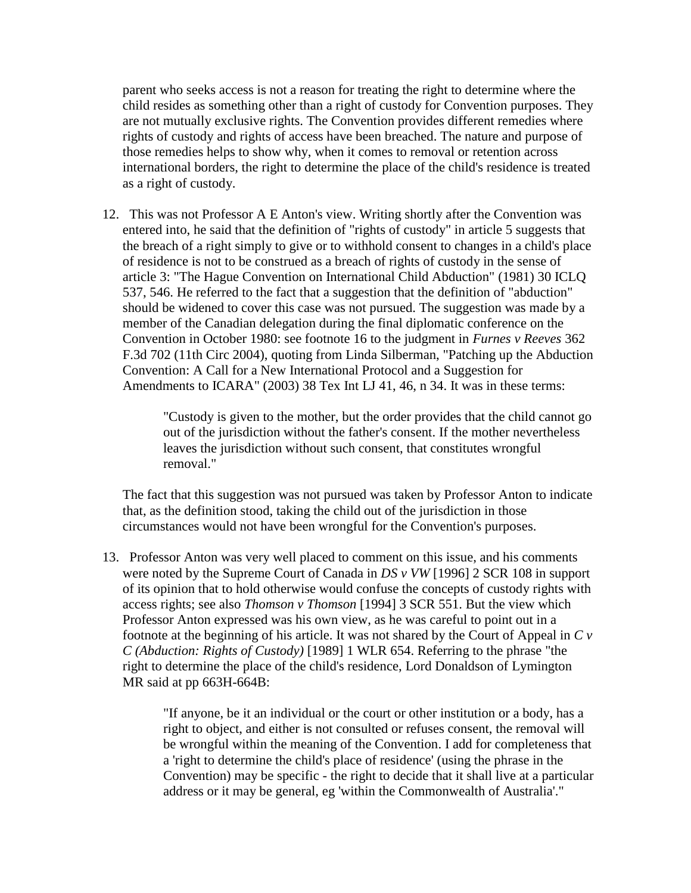parent who seeks access is not a reason for treating the right to determine where the child resides as something other than a right of custody for Convention purposes. They are not mutually exclusive rights. The Convention provides different remedies where rights of custody and rights of access have been breached. The nature and purpose of those remedies helps to show why, when it comes to removal or retention across international borders, the right to determine the place of the child's residence is treated as a right of custody.

12. This was not Professor A E Anton's view. Writing shortly after the Convention was entered into, he said that the definition of "rights of custody" in article 5 suggests that the breach of a right simply to give or to withhold consent to changes in a child's place of residence is not to be construed as a breach of rights of custody in the sense of article 3: "The Hague Convention on International Child Abduction" (1981) 30 ICLQ 537, 546. He referred to the fact that a suggestion that the definition of "abduction" should be widened to cover this case was not pursued. The suggestion was made by a member of the Canadian delegation during the final diplomatic conference on the Convention in October 1980: see footnote 16 to the judgment in *Furnes v Reeves* 362 F.3d 702 (11th Circ 2004), quoting from Linda Silberman, "Patching up the Abduction Convention: A Call for a New International Protocol and a Suggestion for Amendments to ICARA" (2003) 38 Tex Int LJ 41, 46, n 34. It was in these terms:

> "Custody is given to the mother, but the order provides that the child cannot go out of the jurisdiction without the father's consent. If the mother nevertheless leaves the jurisdiction without such consent, that constitutes wrongful removal."

The fact that this suggestion was not pursued was taken by Professor Anton to indicate that, as the definition stood, taking the child out of the jurisdiction in those circumstances would not have been wrongful for the Convention's purposes.

13. Professor Anton was very well placed to comment on this issue, and his comments were noted by the Supreme Court of Canada in *DS v VW* [1996] 2 SCR 108 in support of its opinion that to hold otherwise would confuse the concepts of custody rights with access rights; see also *Thomson v Thomson* [1994] 3 SCR 551. But the view which Professor Anton expressed was his own view, as he was careful to point out in a footnote at the beginning of his article. It was not shared by the Court of Appeal in *C v C (Abduction: Rights of Custody)* [1989] 1 WLR 654. Referring to the phrase "the right to determine the place of the child's residence, Lord Donaldson of Lymington MR said at pp 663H-664B:

> "If anyone, be it an individual or the court or other institution or a body, has a right to object, and either is not consulted or refuses consent, the removal will be wrongful within the meaning of the Convention. I add for completeness that a 'right to determine the child's place of residence' (using the phrase in the Convention) may be specific - the right to decide that it shall live at a particular address or it may be general, eg 'within the Commonwealth of Australia'."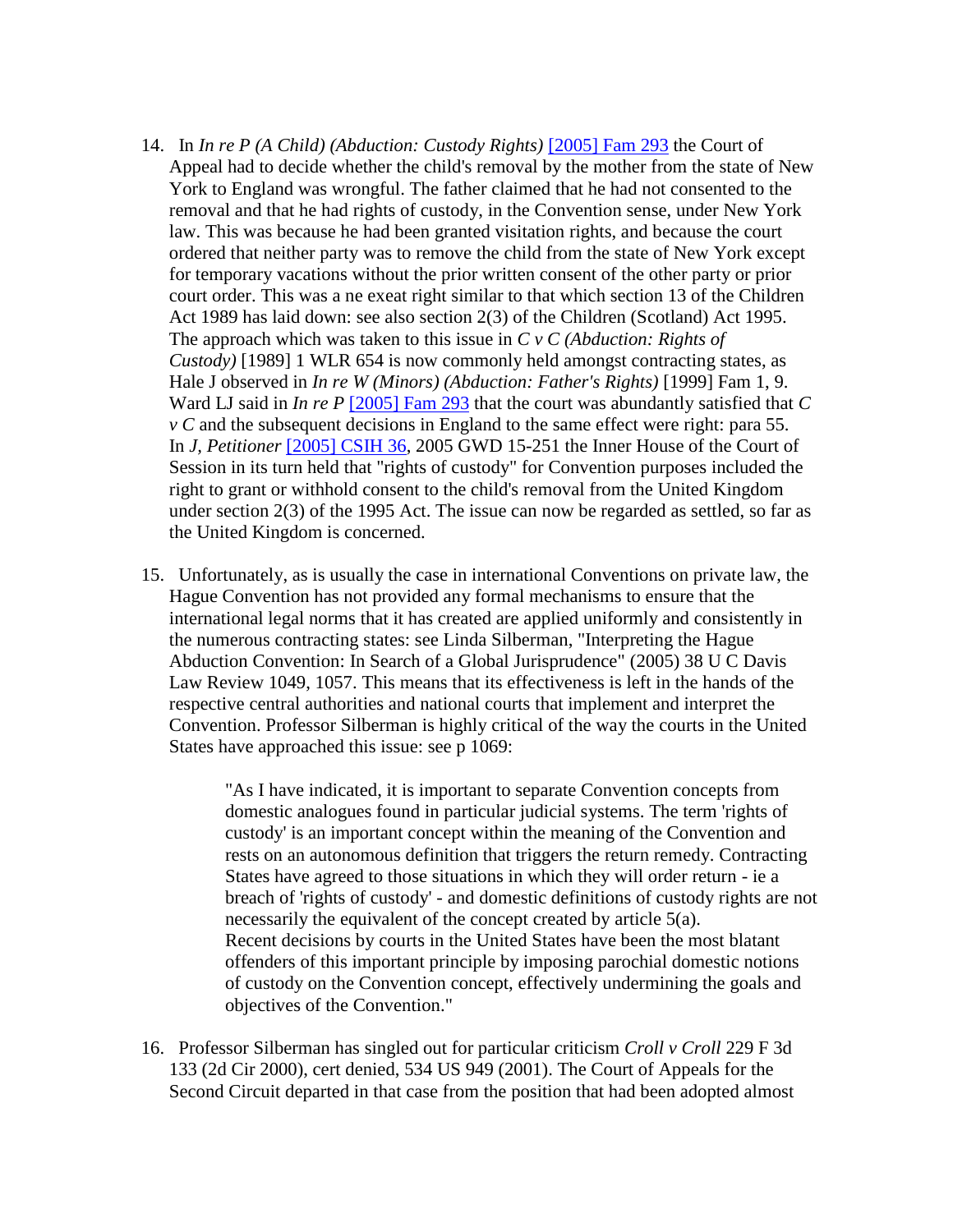14. In *In re P (A Child) (Abduction: Custody Rights)* [2005] Fam 293 the Court of Appeal had to decide whether the child's removal by the mother from the state of New York to England was wrongful. The father claimed that he had not consented to the removal and that he had rights of custody, in the Convention sense, under New York law. This was because he had been granted visitation rights, and because the court ordered that neither party was to remove the child from the state of New York except for temporary vacations without the prior written consent of the other party or prior court order. This was a ne exeat right similar to that which section 13 of the Children Act 1989 has laid down: see also section 2(3) of the Children (Scotland) Act 1995. The approach which was taken to this issue in *C v C (Abduction: Rights of Custody)* [1989] 1 WLR 654 is now commonly held amongst contracting states, as Hale J observed in *In re W (Minors) (Abduction: Father's Rights)* [1999] Fam 1, 9. Ward LJ said in *In re P* [2005] Fam 293 that the court was abundantly satisfied that *C v C* and the subsequent decisions in England to the same effect were right: para 55. In *J, Petitioner* [2005] CSIH 36, 2005 GWD 15-251 the Inner House of the Court of Session in its turn held that "rights of custody" for Convention purposes included the right to grant or withhold consent to the child's removal from the United Kingdom under section 2(3) of the 1995 Act. The issue can now be regarded as settled, so far as the United Kingdom is concerned.

15. Unfortunately, as is usually the case in international Conventions on private law, the Hague Convention has not provided any formal mechanisms to ensure that the international legal norms that it has created are applied uniformly and consistently in the numerous contracting states: see Linda Silberman, "Interpreting the Hague Abduction Convention: In Search of a Global Jurisprudence" (2005) 38 U C Davis Law Review 1049, 1057. This means that its effectiveness is left in the hands of the respective central authorities and national courts that implement and interpret the Convention. Professor Silberman is highly critical of the way the courts in the United States have approached this issue: see p 1069:

> "As I have indicated, it is important to separate Convention concepts from domestic analogues found in particular judicial systems. The term 'rights of custody' is an important concept within the meaning of the Convention and rests on an autonomous definition that triggers the return remedy. Contracting States have agreed to those situations in which they will order return - ie a breach of 'rights of custody' - and domestic definitions of custody rights are not necessarily the equivalent of the concept created by article 5(a).
> Recent decisions by courts in the United States have been the most blatant offenders of this important principle by imposing parochial domestic notions of custody on the Convention concept, effectively undermining the goals and objectives of the Convention."

16. Professor Silberman has singled out for particular criticism *Croll v Croll* 229 F 3d 133 (2d Cir 2000), cert denied, 534 US 949 (2001). The Court of Appeals for the Second Circuit departed in that case from the position that had been adopted almost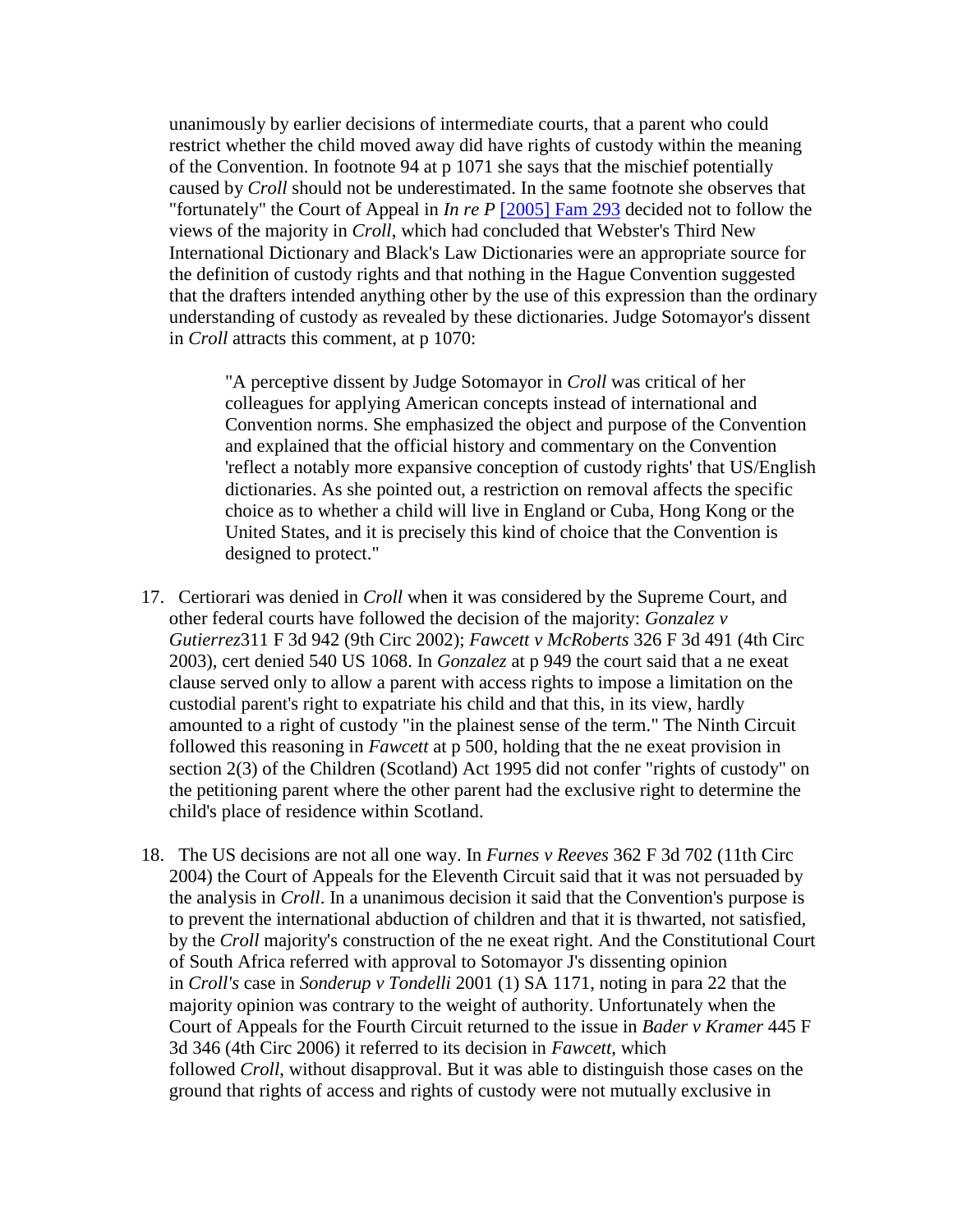unanimously by earlier decisions of intermediate courts, that a parent who could restrict whether the child moved away did have rights of custody within the meaning of the Convention. In footnote 94 at p 1071 she says that the mischief potentially caused by *Croll* should not be underestimated. In the same footnote she observes that "fortunately" the Court of Appeal in *In re P* [2005] Fam 293 decided not to follow the views of the majority in *Croll*, which had concluded that Webster's Third New International Dictionary and Black's Law Dictionaries were an appropriate source for the definition of custody rights and that nothing in the Hague Convention suggested that the drafters intended anything other by the use of this expression than the ordinary understanding of custody as revealed by these dictionaries. Judge Sotomayor's dissent in *Croll* attracts this comment, at p 1070:

> "A perceptive dissent by Judge Sotomayor in *Croll* was critical of her colleagues for applying American concepts instead of international and Convention norms. She emphasized the object and purpose of the Convention and explained that the official history and commentary on the Convention 'reflect a notably more expansive conception of custody rights' that US/English dictionaries. As she pointed out, a restriction on removal affects the specific choice as to whether a child will live in England or Cuba, Hong Kong or the United States, and it is precisely this kind of choice that the Convention is designed to protect."

17. Certiorari was denied in *Croll* when it was considered by the Supreme Court, and other federal courts have followed the decision of the majority: *Gonzalez v Gutierrez*311 F 3d 942 (9th Circ 2002); *Fawcett v McRoberts* 326 F 3d 491 (4th Circ 2003), cert denied 540 US 1068. In *Gonzalez* at p 949 the court said that a ne exeat clause served only to allow a parent with access rights to impose a limitation on the custodial parent's right to expatriate his child and that this, in its view, hardly amounted to a right of custody "in the plainest sense of the term." The Ninth Circuit followed this reasoning in *Fawcett* at p 500, holding that the ne exeat provision in section 2(3) of the Children (Scotland) Act 1995 did not confer "rights of custody" on the petitioning parent where the other parent had the exclusive right to determine the child's place of residence within Scotland.

18. The US decisions are not all one way. In *Furnes v Reeves* 362 F 3d 702 (11th Circ 2004) the Court of Appeals for the Eleventh Circuit said that it was not persuaded by the analysis in *Croll*. In a unanimous decision it said that the Convention's purpose is to prevent the international abduction of children and that it is thwarted, not satisfied, by the *Croll* majority's construction of the ne exeat right. And the Constitutional Court of South Africa referred with approval to Sotomayor J's dissenting opinion in *Croll's* case in *Sonderup v Tondelli* 2001 (1) SA 1171, noting in para 22 that the majority opinion was contrary to the weight of authority. Unfortunately when the Court of Appeals for the Fourth Circuit returned to the issue in *Bader v Kramer* 445 F 3d 346 (4th Circ 2006) it referred to its decision in *Fawcett*, which followed *Croll*, without disapproval. But it was able to distinguish those cases on the ground that rights of access and rights of custody were not mutually exclusive in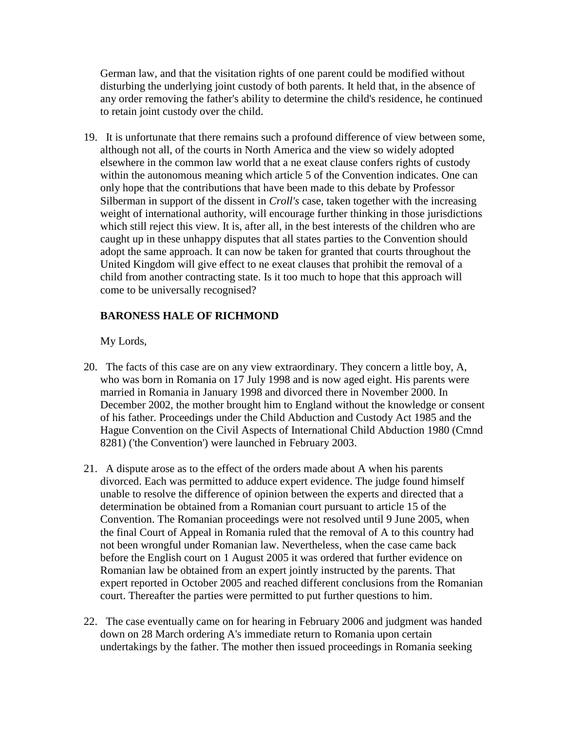German law, and that the visitation rights of one parent could be modified without disturbing the underlying joint custody of both parents. It held that, in the absence of any order removing the father's ability to determine the child's residence, he continued to retain joint custody over the child.

19. It is unfortunate that there remains such a profound difference of view between some, although not all, of the courts in North America and the view so widely adopted elsewhere in the common law world that a ne exeat clause confers rights of custody within the autonomous meaning which article 5 of the Convention indicates. One can only hope that the contributions that have been made to this debate by Professor Silberman in support of the dissent in *Croll's* case, taken together with the increasing weight of international authority, will encourage further thinking in those jurisdictions which still reject this view. It is, after all, in the best interests of the children who are caught up in these unhappy disputes that all states parties to the Convention should adopt the same approach. It can now be taken for granted that courts throughout the United Kingdom will give effect to ne exeat clauses that prohibit the removal of a child from another contracting state. Is it too much to hope that this approach will come to be universally recognised?

**BARONESS HALE OF RICHMOND**

My Lords,

20. The facts of this case are on any view extraordinary. They concern a little boy, A, who was born in Romania on 17 July 1998 and is now aged eight. His parents were married in Romania in January 1998 and divorced there in November 2000. In December 2002, the mother brought him to England without the knowledge or consent of his father. Proceedings under the Child Abduction and Custody Act 1985 and the Hague Convention on the Civil Aspects of International Child Abduction 1980 (Cmnd 8281) ('the Convention') were launched in February 2003.

21. A dispute arose as to the effect of the orders made about A when his parents divorced. Each was permitted to adduce expert evidence. The judge found himself unable to resolve the difference of opinion between the experts and directed that a determination be obtained from a Romanian court pursuant to article 15 of the Convention. The Romanian proceedings were not resolved until 9 June 2005, when the final Court of Appeal in Romania ruled that the removal of A to this country had not been wrongful under Romanian law. Nevertheless, when the case came back before the English court on 1 August 2005 it was ordered that further evidence on Romanian law be obtained from an expert jointly instructed by the parents. That expert reported in October 2005 and reached different conclusions from the Romanian court. Thereafter the parties were permitted to put further questions to him.

22. The case eventually came on for hearing in February 2006 and judgment was handed down on 28 March ordering A's immediate return to Romania upon certain undertakings by the father. The mother then issued proceedings in Romania seeking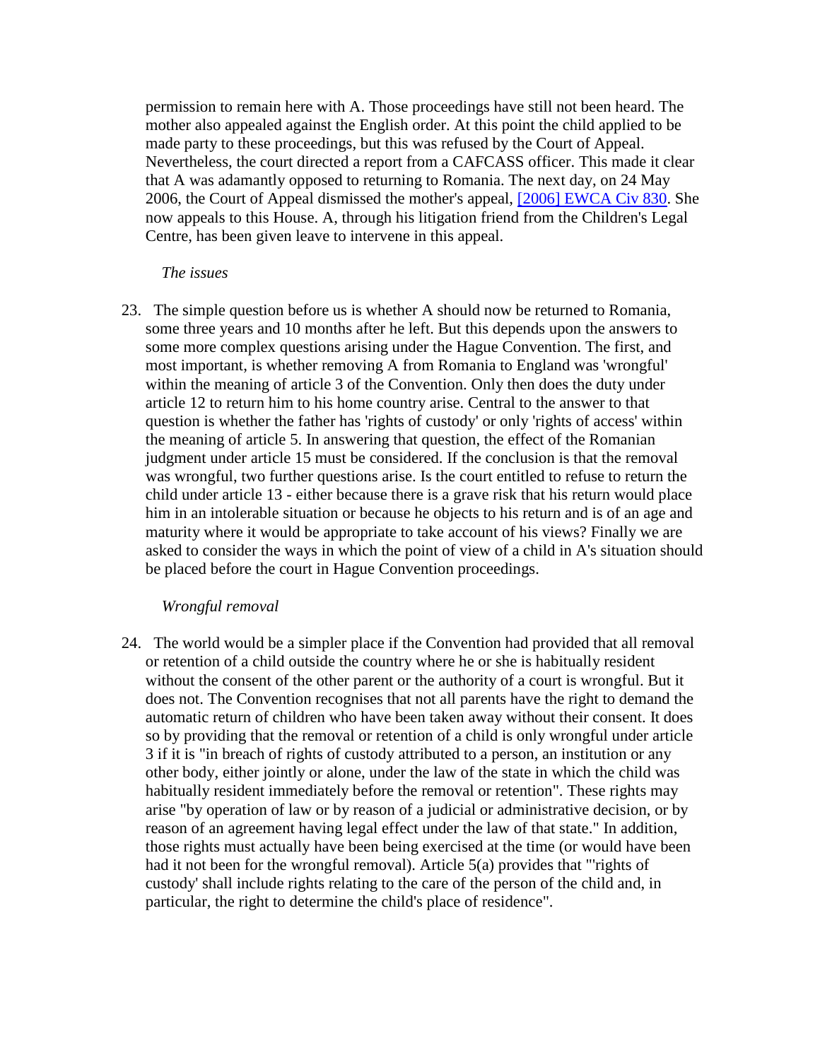permission to remain here with A. Those proceedings have still not been heard. The mother also appealed against the English order. At this point the child applied to be made party to these proceedings, but this was refused by the Court of Appeal. Nevertheless, the court directed a report from a CAFCASS officer. This made it clear that A was adamantly opposed to returning to Romania. The next day, on 24 May 2006, the Court of Appeal dismissed the mother's appeal, [2006] EWCA Civ 830. She now appeals to this House. A, through his litigation friend from the Children's Legal Centre, has been given leave to intervene in this appeal.

*The issues*

23. The simple question before us is whether A should now be returned to Romania, some three years and 10 months after he left. But this depends upon the answers to some more complex questions arising under the Hague Convention. The first, and most important, is whether removing A from Romania to England was 'wrongful' within the meaning of article 3 of the Convention. Only then does the duty under article 12 to return him to his home country arise. Central to the answer to that question is whether the father has 'rights of custody' or only 'rights of access' within the meaning of article 5. In answering that question, the effect of the Romanian judgment under article 15 must be considered. If the conclusion is that the removal was wrongful, two further questions arise. Is the court entitled to refuse to return the child under article 13 - either because there is a grave risk that his return would place him in an intolerable situation or because he objects to his return and is of an age and maturity where it would be appropriate to take account of his views? Finally we are asked to consider the ways in which the point of view of a child in A's situation should be placed before the court in Hague Convention proceedings.

*Wrongful removal*

24. The world would be a simpler place if the Convention had provided that all removal or retention of a child outside the country where he or she is habitually resident without the consent of the other parent or the authority of a court is wrongful. But it does not. The Convention recognises that not all parents have the right to demand the automatic return of children who have been taken away without their consent. It does so by providing that the removal or retention of a child is only wrongful under article 3 if it is "in breach of rights of custody attributed to a person, an institution or any other body, either jointly or alone, under the law of the state in which the child was habitually resident immediately before the removal or retention". These rights may arise "by operation of law or by reason of a judicial or administrative decision, or by reason of an agreement having legal effect under the law of that state." In addition, those rights must actually have been being exercised at the time (or would have been had it not been for the wrongful removal). Article 5(a) provides that "'rights of custody' shall include rights relating to the care of the person of the child and, in particular, the right to determine the child's place of residence".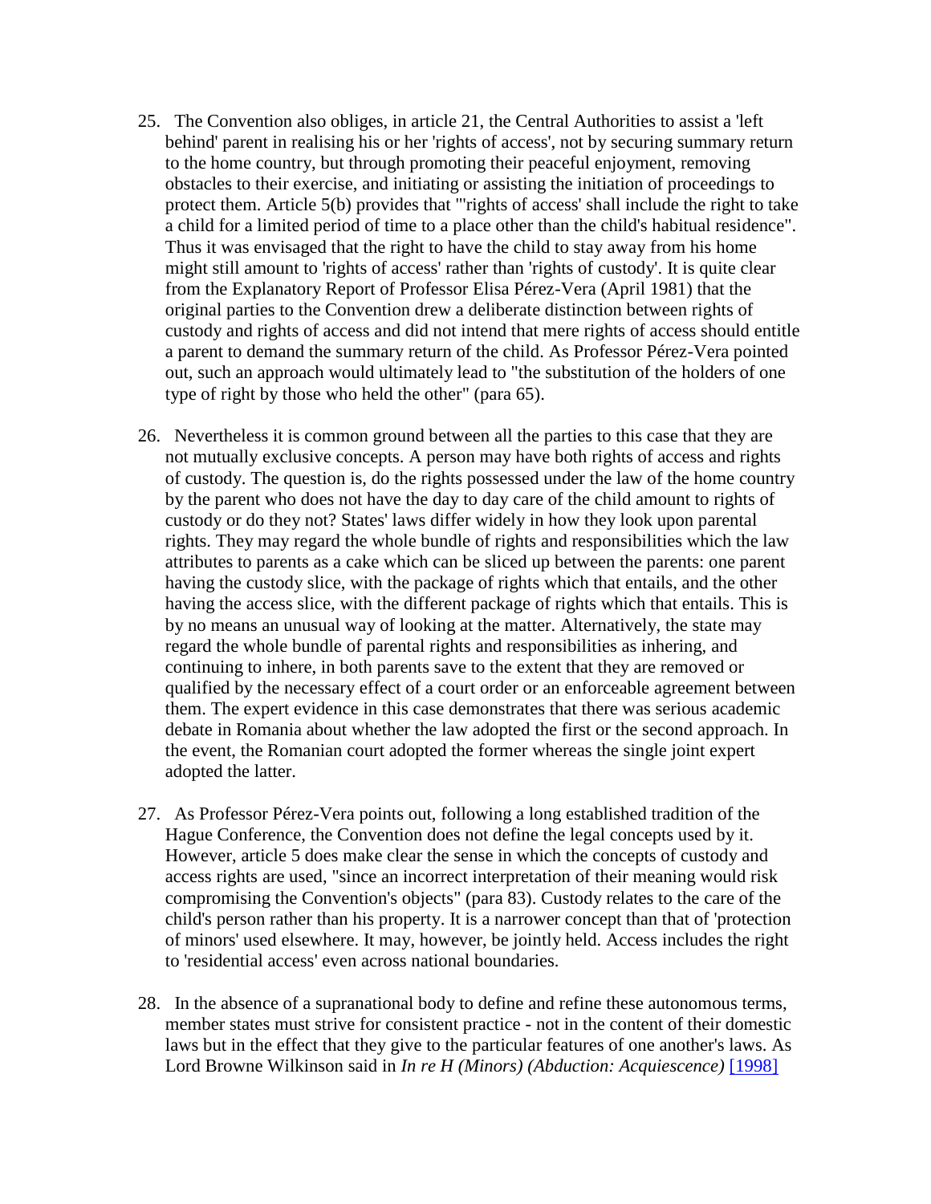25. The Convention also obliges, in article 21, the Central Authorities to assist a 'left behind' parent in realising his or her 'rights of access', not by securing summary return to the home country, but through promoting their peaceful enjoyment, removing obstacles to their exercise, and initiating or assisting the initiation of proceedings to protect them. Article 5(b) provides that "'rights of access' shall include the right to take a child for a limited period of time to a place other than the child's habitual residence". Thus it was envisaged that the right to have the child to stay away from his home might still amount to 'rights of access' rather than 'rights of custody'. It is quite clear from the Explanatory Report of Professor Elisa Pérez-Vera (April 1981) that the original parties to the Convention drew a deliberate distinction between rights of custody and rights of access and did not intend that mere rights of access should entitle a parent to demand the summary return of the child. As Professor Pérez-Vera pointed out, such an approach would ultimately lead to "the substitution of the holders of one type of right by those who held the other" (para 65).

26. Nevertheless it is common ground between all the parties to this case that they are not mutually exclusive concepts. A person may have both rights of access and rights of custody. The question is, do the rights possessed under the law of the home country by the parent who does not have the day to day care of the child amount to rights of custody or do they not? States' laws differ widely in how they look upon parental rights. They may regard the whole bundle of rights and responsibilities which the law attributes to parents as a cake which can be sliced up between the parents: one parent having the custody slice, with the package of rights which that entails, and the other having the access slice, with the different package of rights which that entails. This is by no means an unusual way of looking at the matter. Alternatively, the state may regard the whole bundle of parental rights and responsibilities as inhering, and continuing to inhere, in both parents save to the extent that they are removed or qualified by the necessary effect of a court order or an enforceable agreement between them. The expert evidence in this case demonstrates that there was serious academic debate in Romania about whether the law adopted the first or the second approach. In the event, the Romanian court adopted the former whereas the single joint expert adopted the latter.

27. As Professor Pérez-Vera points out, following a long established tradition of the Hague Conference, the Convention does not define the legal concepts used by it. However, article 5 does make clear the sense in which the concepts of custody and access rights are used, "since an incorrect interpretation of their meaning would risk compromising the Convention's objects" (para 83). Custody relates to the care of the child's person rather than his property. It is a narrower concept than that of 'protection of minors' used elsewhere. It may, however, be jointly held. Access includes the right to 'residential access' even across national boundaries.

28. In the absence of a supranational body to define and refine these autonomous terms, member states must strive for consistent practice - not in the content of their domestic laws but in the effect that they give to the particular features of one another's laws. As Lord Browne Wilkinson said in *In re H (Minors) (Abduction: Acquiescence)* [1998]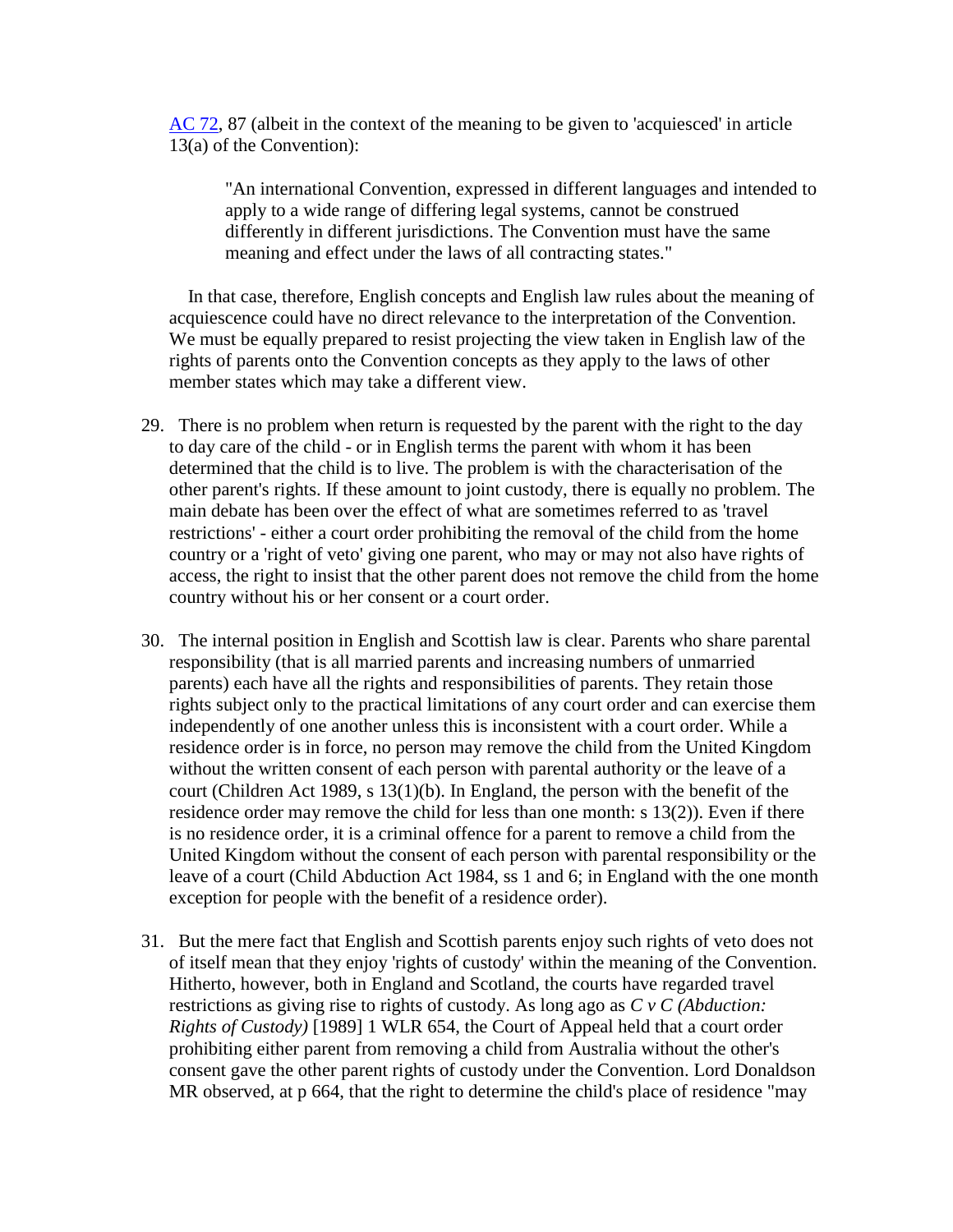[AC 72](#), 87 (albeit in the context of the meaning to be given to 'acquiesced' in article 13(a) of the Convention):

> "An international Convention, expressed in different languages and intended to apply to a wide range of differing legal systems, cannot be construed differently in different jurisdictions. The Convention must have the same meaning and effect under the laws of all contracting states."

In that case, therefore, English concepts and English law rules about the meaning of acquiescence could have no direct relevance to the interpretation of the Convention. We must be equally prepared to resist projecting the view taken in English law of the rights of parents onto the Convention concepts as they apply to the laws of other member states which may take a different view.

29. There is no problem when return is requested by the parent with the right to the day to day care of the child - or in English terms the parent with whom it has been determined that the child is to live. The problem is with the characterisation of the other parent's rights. If these amount to joint custody, there is equally no problem. The main debate has been over the effect of what are sometimes referred to as 'travel restrictions' - either a court order prohibiting the removal of the child from the home country or a 'right of veto' giving one parent, who may or may not also have rights of access, the right to insist that the other parent does not remove the child from the home country without his or her consent or a court order.

30. The internal position in English and Scottish law is clear. Parents who share parental responsibility (that is all married parents and increasing numbers of unmarried parents) each have all the rights and responsibilities of parents. They retain those rights subject only to the practical limitations of any court order and can exercise them independently of one another unless this is inconsistent with a court order. While a residence order is in force, no person may remove the child from the United Kingdom without the written consent of each person with parental authority or the leave of a court (Children Act 1989, s 13(1)(b). In England, the person with the benefit of the residence order may remove the child for less than one month: s 13(2)). Even if there is no residence order, it is a criminal offence for a parent to remove a child from the United Kingdom without the consent of each person with parental responsibility or the leave of a court (Child Abduction Act 1984, ss 1 and 6; in England with the one month exception for people with the benefit of a residence order).

31. But the mere fact that English and Scottish parents enjoy such rights of veto does not of itself mean that they enjoy 'rights of custody' within the meaning of the Convention. Hitherto, however, both in England and Scotland, the courts have regarded travel restrictions as giving rise to rights of custody. As long ago as *C v C (Abduction: Rights of Custody)* [1989] 1 WLR 654, the Court of Appeal held that a court order prohibiting either parent from removing a child from Australia without the other's consent gave the other parent rights of custody under the Convention. Lord Donaldson MR observed, at p 664, that the right to determine the child's place of residence "may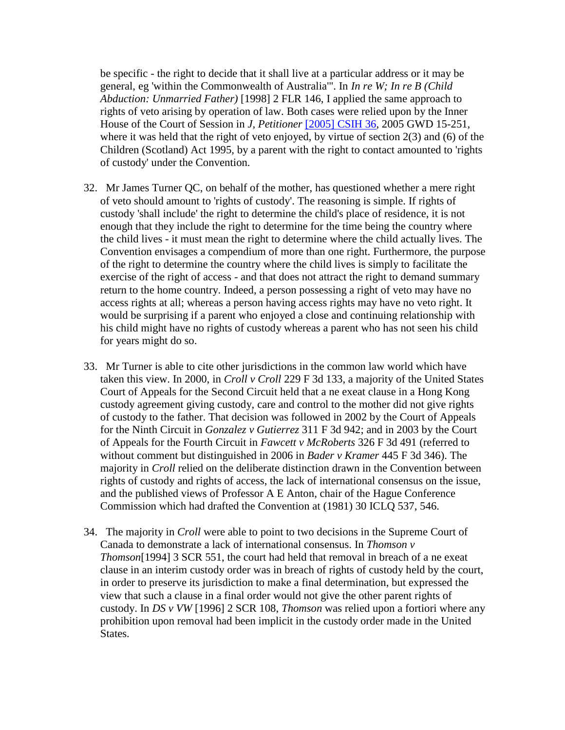be specific - the right to decide that it shall live at a particular address or it may be general, eg 'within the Commonwealth of Australia'". In *In re W; In re B (Child Abduction: Unmarried Father)* [1998] 2 FLR 146, I applied the same approach to rights of veto arising by operation of law. Both cases were relied upon by the Inner House of the Court of Session in *J, Petitioner* [2005] CSIH 36, 2005 GWD 15-251, where it was held that the right of veto enjoyed, by virtue of section 2(3) and (6) of the Children (Scotland) Act 1995, by a parent with the right to contact amounted to 'rights of custody' under the Convention.

32. Mr James Turner QC, on behalf of the mother, has questioned whether a mere right of veto should amount to 'rights of custody'. The reasoning is simple. If rights of custody 'shall include' the right to determine the child's place of residence, it is not enough that they include the right to determine for the time being the country where the child lives - it must mean the right to determine where the child actually lives. The Convention envisages a compendium of more than one right. Furthermore, the purpose of the right to determine the country where the child lives is simply to facilitate the exercise of the right of access - and that does not attract the right to demand summary return to the home country. Indeed, a person possessing a right of veto may have no access rights at all; whereas a person having access rights may have no veto right. It would be surprising if a parent who enjoyed a close and continuing relationship with his child might have no rights of custody whereas a parent who has not seen his child for years might do so.

33. Mr Turner is able to cite other jurisdictions in the common law world which have taken this view. In 2000, in *Croll v Croll* 229 F 3d 133, a majority of the United States Court of Appeals for the Second Circuit held that a ne exeat clause in a Hong Kong custody agreement giving custody, care and control to the mother did not give rights of custody to the father. That decision was followed in 2002 by the Court of Appeals for the Ninth Circuit in *Gonzalez v Gutierrez* 311 F 3d 942; and in 2003 by the Court of Appeals for the Fourth Circuit in *Fawcett v McRoberts* 326 F 3d 491 (referred to without comment but distinguished in 2006 in *Bader v Kramer* 445 F 3d 346). The majority in *Croll* relied on the deliberate distinction drawn in the Convention between rights of custody and rights of access, the lack of international consensus on the issue, and the published views of Professor A E Anton, chair of the Hague Conference Commission which had drafted the Convention at (1981) 30 ICLQ 537, 546.

34. The majority in *Croll* were able to point to two decisions in the Supreme Court of Canada to demonstrate a lack of international consensus. In *Thomson v Thomson*[1994] 3 SCR 551, the court had held that removal in breach of a ne exeat clause in an interim custody order was in breach of rights of custody held by the court, in order to preserve its jurisdiction to make a final determination, but expressed the view that such a clause in a final order would not give the other parent rights of custody. In *DS v VW* [1996] 2 SCR 108, *Thomson* was relied upon a fortiori where any prohibition upon removal had been implicit in the custody order made in the United States.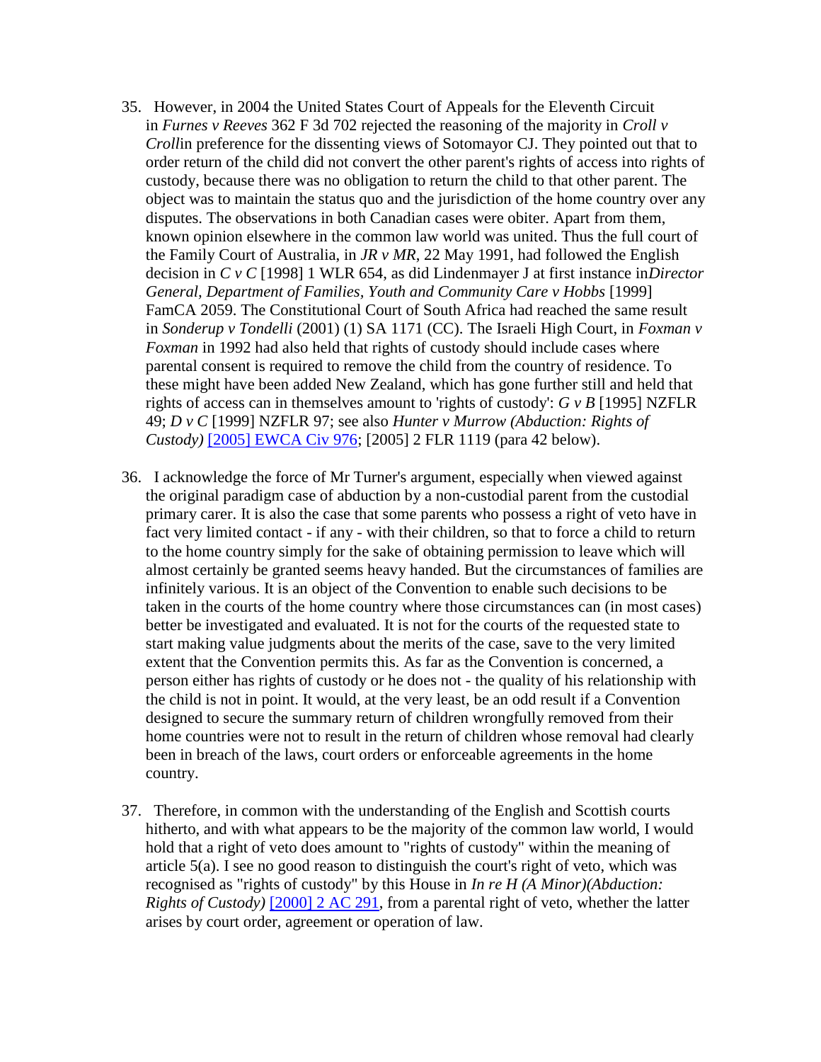35. However, in 2004 the United States Court of Appeals for the Eleventh Circuit in *Furnes v Reeves* 362 F 3d 702 rejected the reasoning of the majority in *Croll v Croll*in preference for the dissenting views of Sotomayor CJ. They pointed out that to order return of the child did not convert the other parent's rights of access into rights of custody, because there was no obligation to return the child to that other parent. The object was to maintain the status quo and the jurisdiction of the home country over any disputes. The observations in both Canadian cases were obiter. Apart from them, known opinion elsewhere in the common law world was united. Thus the full court of the Family Court of Australia, in *JR v MR*, 22 May 1991, had followed the English decision in *C v C* [1998] 1 WLR 654, as did Lindenmayer J at first instance in*Director General, Department of Families, Youth and Community Care v Hobbs* [1999] FamCA 2059. The Constitutional Court of South Africa had reached the same result in *Sonderup v Tondelli* (2001) (1) SA 1171 (CC). The Israeli High Court, in *Foxman v Foxman* in 1992 had also held that rights of custody should include cases where parental consent is required to remove the child from the country of residence. To these might have been added New Zealand, which has gone further still and held that rights of access can in themselves amount to 'rights of custody': *G v B* [1995] NZFLR 49; *D v C* [1999] NZFLR 97; see also *Hunter v Murrow (Abduction: Rights of Custody)* [2005] EWCA Civ 976; [2005] 2 FLR 1119 (para 42 below).

36. I acknowledge the force of Mr Turner's argument, especially when viewed against the original paradigm case of abduction by a non-custodial parent from the custodial primary carer. It is also the case that some parents who possess a right of veto have in fact very limited contact - if any - with their children, so that to force a child to return to the home country simply for the sake of obtaining permission to leave which will almost certainly be granted seems heavy handed. But the circumstances of families are infinitely various. It is an object of the Convention to enable such decisions to be taken in the courts of the home country where those circumstances can (in most cases) better be investigated and evaluated. It is not for the courts of the requested state to start making value judgments about the merits of the case, save to the very limited extent that the Convention permits this. As far as the Convention is concerned, a person either has rights of custody or he does not - the quality of his relationship with the child is not in point. It would, at the very least, be an odd result if a Convention designed to secure the summary return of children wrongfully removed from their home countries were not to result in the return of children whose removal had clearly been in breach of the laws, court orders or enforceable agreements in the home country.

37. Therefore, in common with the understanding of the English and Scottish courts hitherto, and with what appears to be the majority of the common law world, I would hold that a right of veto does amount to "rights of custody" within the meaning of article 5(a). I see no good reason to distinguish the court's right of veto, which was recognised as "rights of custody" by this House in *In re H (A Minor)(Abduction: Rights of Custody)* [2000] 2 AC 291, from a parental right of veto, whether the latter arises by court order, agreement or operation of law.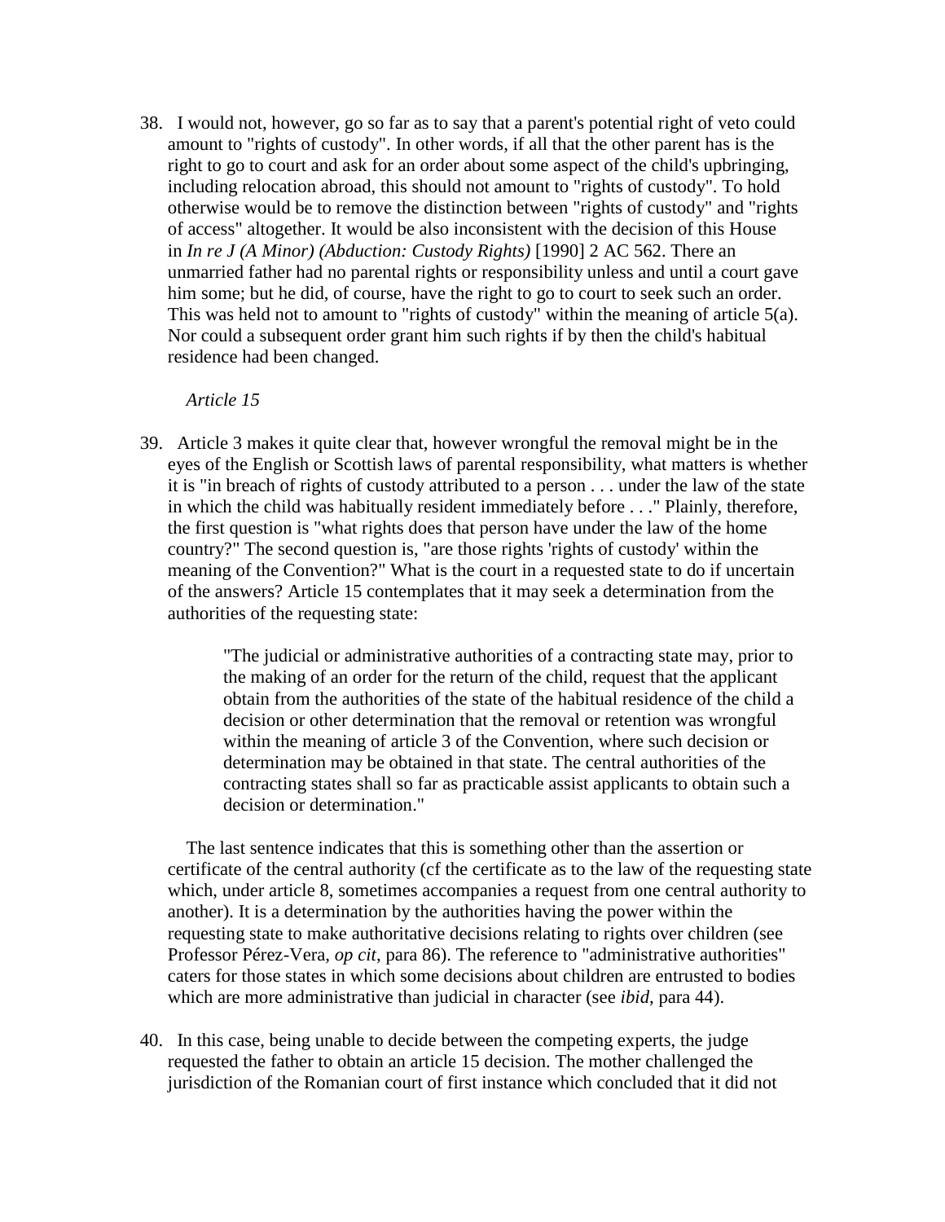38. I would not, however, go so far as to say that a parent's potential right of veto could amount to "rights of custody". In other words, if all that the other parent has is the right to go to court and ask for an order about some aspect of the child's upbringing, including relocation abroad, this should not amount to "rights of custody". To hold otherwise would be to remove the distinction between "rights of custody" and "rights of access" altogether. It would be also inconsistent with the decision of this House in *In re J (A Minor) (Abduction: Custody Rights)* [1990] 2 AC 562. There an unmarried father had no parental rights or responsibility unless and until a court gave him some; but he did, of course, have the right to go to court to seek such an order. This was held not to amount to "rights of custody" within the meaning of article 5(a). Nor could a subsequent order grant him such rights if by then the child's habitual residence had been changed.

*Article 15*

39. Article 3 makes it quite clear that, however wrongful the removal might be in the eyes of the English or Scottish laws of parental responsibility, what matters is whether it is "in breach of rights of custody attributed to a person . . . under the law of the state in which the child was habitually resident immediately before . . ." Plainly, therefore, the first question is "what rights does that person have under the law of the home country?" The second question is, "are those rights 'rights of custody' within the meaning of the Convention?" What is the court in a requested state to do if uncertain of the answers? Article 15 contemplates that it may seek a determination from the authorities of the requesting state:

> "The judicial or administrative authorities of a contracting state may, prior to the making of an order for the return of the child, request that the applicant obtain from the authorities of the state of the habitual residence of the child a decision or other determination that the removal or retention was wrongful within the meaning of article 3 of the Convention, where such decision or determination may be obtained in that state. The central authorities of the contracting states shall so far as practicable assist applicants to obtain such a decision or determination."

The last sentence indicates that this is something other than the assertion or certificate of the central authority (cf the certificate as to the law of the requesting state which, under article 8, sometimes accompanies a request from one central authority to another). It is a determination by the authorities having the power within the requesting state to make authoritative decisions relating to rights over children (see Professor Pérez-Vera, *op cit*, para 86). The reference to "administrative authorities" caters for those states in which some decisions about children are entrusted to bodies which are more administrative than judicial in character (see *ibid*, para 44).

40. In this case, being unable to decide between the competing experts, the judge requested the father to obtain an article 15 decision. The mother challenged the jurisdiction of the Romanian court of first instance which concluded that it did not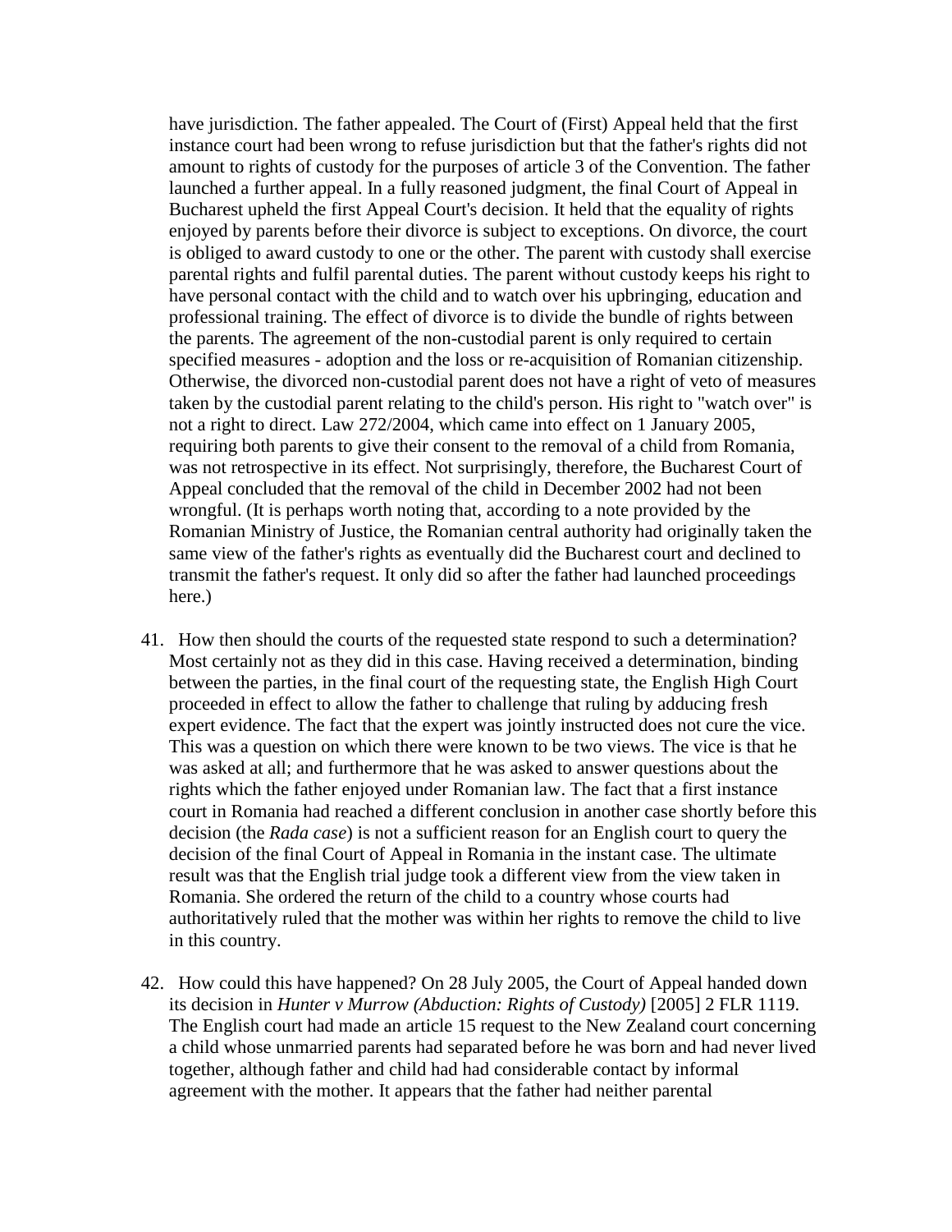have jurisdiction. The father appealed. The Court of (First) Appeal held that the first instance court had been wrong to refuse jurisdiction but that the father's rights did not amount to rights of custody for the purposes of article 3 of the Convention. The father launched a further appeal. In a fully reasoned judgment, the final Court of Appeal in Bucharest upheld the first Appeal Court's decision. It held that the equality of rights enjoyed by parents before their divorce is subject to exceptions. On divorce, the court is obliged to award custody to one or the other. The parent with custody shall exercise parental rights and fulfil parental duties. The parent without custody keeps his right to have personal contact with the child and to watch over his upbringing, education and professional training. The effect of divorce is to divide the bundle of rights between the parents. The agreement of the non-custodial parent is only required to certain specified measures - adoption and the loss or re-acquisition of Romanian citizenship. Otherwise, the divorced non-custodial parent does not have a right of veto of measures taken by the custodial parent relating to the child's person. His right to "watch over" is not a right to direct. Law 272/2004, which came into effect on 1 January 2005, requiring both parents to give their consent to the removal of a child from Romania, was not retrospective in its effect. Not surprisingly, therefore, the Bucharest Court of Appeal concluded that the removal of the child in December 2002 had not been wrongful. (It is perhaps worth noting that, according to a note provided by the Romanian Ministry of Justice, the Romanian central authority had originally taken the same view of the father's rights as eventually did the Bucharest court and declined to transmit the father's request. It only did so after the father had launched proceedings here.)

41. How then should the courts of the requested state respond to such a determination? Most certainly not as they did in this case. Having received a determination, binding between the parties, in the final court of the requesting state, the English High Court proceeded in effect to allow the father to challenge that ruling by adducing fresh expert evidence. The fact that the expert was jointly instructed does not cure the vice. This was a question on which there were known to be two views. The vice is that he was asked at all; and furthermore that he was asked to answer questions about the rights which the father enjoyed under Romanian law. The fact that a first instance court in Romania had reached a different conclusion in another case shortly before this decision (the *Rada case*) is not a sufficient reason for an English court to query the decision of the final Court of Appeal in Romania in the instant case. The ultimate result was that the English trial judge took a different view from the view taken in Romania. She ordered the return of the child to a country whose courts had authoritatively ruled that the mother was within her rights to remove the child to live in this country.

42. How could this have happened? On 28 July 2005, the Court of Appeal handed down its decision in *Hunter v Murrow (Abduction: Rights of Custody)* [2005] 2 FLR 1119. The English court had made an article 15 request to the New Zealand court concerning a child whose unmarried parents had separated before he was born and had never lived together, although father and child had had considerable contact by informal agreement with the mother. It appears that the father had neither parental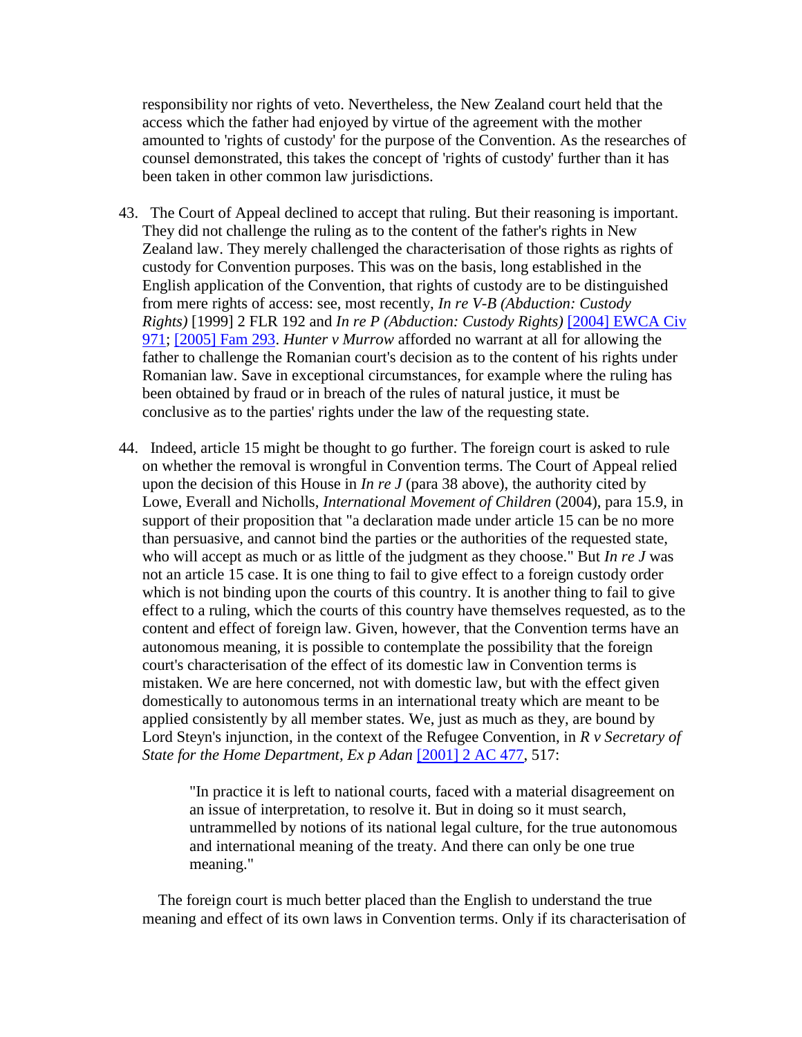responsibility nor rights of veto. Nevertheless, the New Zealand court held that the access which the father had enjoyed by virtue of the agreement with the mother amounted to 'rights of custody' for the purpose of the Convention. As the researches of counsel demonstrated, this takes the concept of 'rights of custody' further than it has been taken in other common law jurisdictions.

43. The Court of Appeal declined to accept that ruling. But their reasoning is important. They did not challenge the ruling as to the content of the father's rights in New Zealand law. They merely challenged the characterisation of those rights as rights of custody for Convention purposes. This was on the basis, long established in the English application of the Convention, that rights of custody are to be distinguished from mere rights of access: see, most recently, *In re V-B (Abduction: Custody Rights)* [1999] 2 FLR 192 and *In re P (Abduction: Custody Rights)* [2004] EWCA Civ 971; [2005] Fam 293. *Hunter v Murrow* afforded no warrant at all for allowing the father to challenge the Romanian court's decision as to the content of his rights under Romanian law. Save in exceptional circumstances, for example where the ruling has been obtained by fraud or in breach of the rules of natural justice, it must be conclusive as to the parties' rights under the law of the requesting state.

44. Indeed, article 15 might be thought to go further. The foreign court is asked to rule on whether the removal is wrongful in Convention terms. The Court of Appeal relied upon the decision of this House in *In re J* (para 38 above), the authority cited by Lowe, Everall and Nicholls, *International Movement of Children* (2004), para 15.9, in support of their proposition that "a declaration made under article 15 can be no more than persuasive, and cannot bind the parties or the authorities of the requested state, who will accept as much or as little of the judgment as they choose." But *In re J* was not an article 15 case. It is one thing to fail to give effect to a foreign custody order which is not binding upon the courts of this country. It is another thing to fail to give effect to a ruling, which the courts of this country have themselves requested, as to the content and effect of foreign law. Given, however, that the Convention terms have an autonomous meaning, it is possible to contemplate the possibility that the foreign court's characterisation of the effect of its domestic law in Convention terms is mistaken. We are here concerned, not with domestic law, but with the effect given domestically to autonomous terms in an international treaty which are meant to be applied consistently by all member states. We, just as much as they, are bound by Lord Steyn's injunction, in the context of the Refugee Convention, in *R v Secretary of State for the Home Department, Ex p Adan* [2001] 2 AC 477, 517:

> "In practice it is left to national courts, faced with a material disagreement on an issue of interpretation, to resolve it. But in doing so it must search, untrammelled by notions of its national legal culture, for the true autonomous and international meaning of the treaty. And there can only be one true meaning."

The foreign court is much better placed than the English to understand the true meaning and effect of its own laws in Convention terms. Only if its characterisation of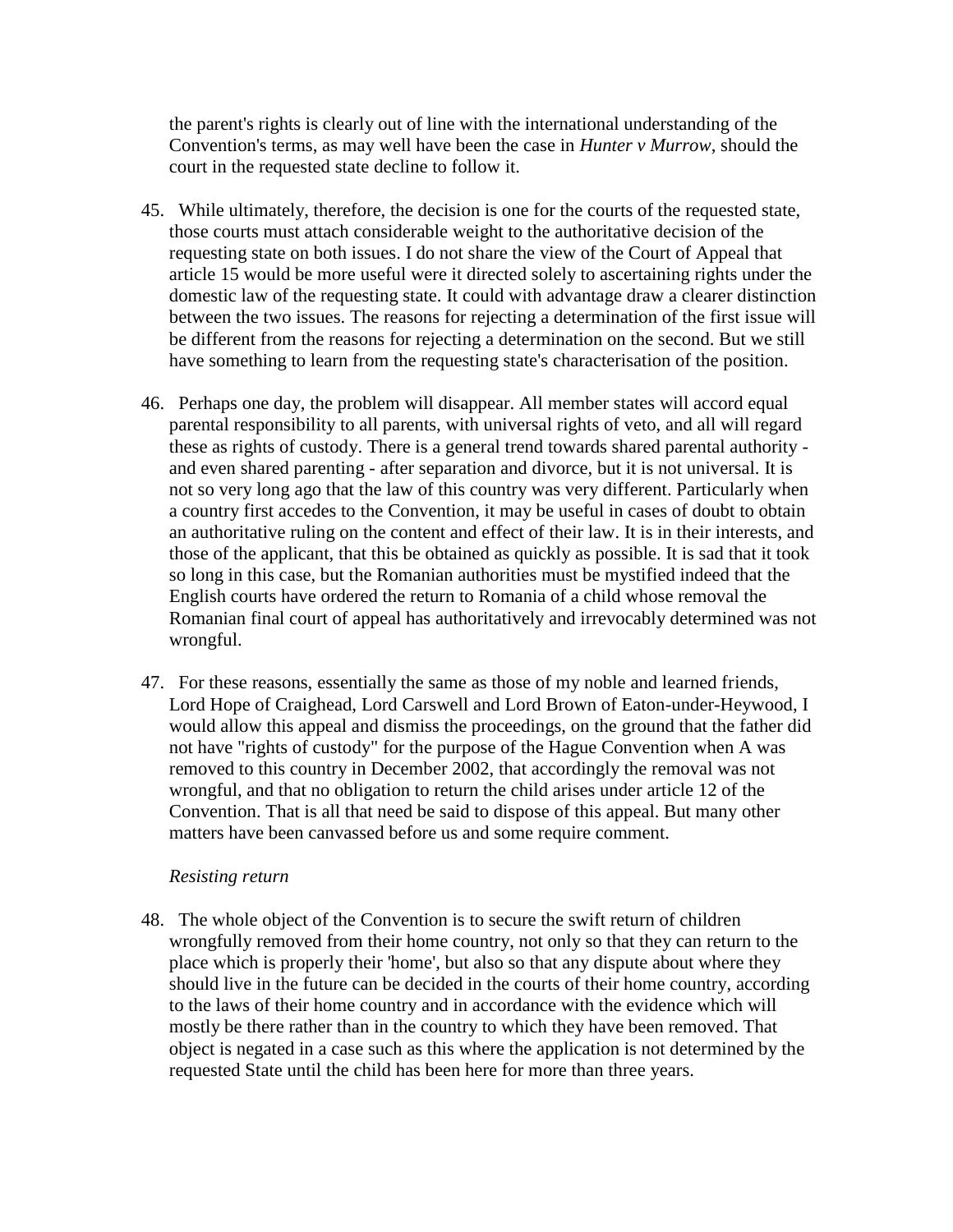the parent's rights is clearly out of line with the international understanding of the Convention's terms, as may well have been the case in *Hunter v Murrow*, should the court in the requested state decline to follow it.

45. While ultimately, therefore, the decision is one for the courts of the requested state, those courts must attach considerable weight to the authoritative decision of the requesting state on both issues. I do not share the view of the Court of Appeal that article 15 would be more useful were it directed solely to ascertaining rights under the domestic law of the requesting state. It could with advantage draw a clearer distinction between the two issues. The reasons for rejecting a determination of the first issue will be different from the reasons for rejecting a determination on the second. But we still have something to learn from the requesting state's characterisation of the position.

46. Perhaps one day, the problem will disappear. All member states will accord equal parental responsibility to all parents, with universal rights of veto, and all will regard these as rights of custody. There is a general trend towards shared parental authority - and even shared parenting - after separation and divorce, but it is not universal. It is not so very long ago that the law of this country was very different. Particularly when a country first accedes to the Convention, it may be useful in cases of doubt to obtain an authoritative ruling on the content and effect of their law. It is in their interests, and those of the applicant, that this be obtained as quickly as possible. It is sad that it took so long in this case, but the Romanian authorities must be mystified indeed that the English courts have ordered the return to Romania of a child whose removal the Romanian final court of appeal has authoritatively and irrevocably determined was not wrongful.

47. For these reasons, essentially the same as those of my noble and learned friends, Lord Hope of Craighead, Lord Carswell and Lord Brown of Eaton-under-Heywood, I would allow this appeal and dismiss the proceedings, on the ground that the father did not have "rights of custody" for the purpose of the Hague Convention when A was removed to this country in December 2002, that accordingly the removal was not wrongful, and that no obligation to return the child arises under article 12 of the Convention. That is all that need be said to dispose of this appeal. But many other matters have been canvassed before us and some require comment.

*Resisting return*

48. The whole object of the Convention is to secure the swift return of children wrongfully removed from their home country, not only so that they can return to the place which is properly their 'home', but also so that any dispute about where they should live in the future can be decided in the courts of their home country, according to the laws of their home country and in accordance with the evidence which will mostly be there rather than in the country to which they have been removed. That object is negated in a case such as this where the application is not determined by the requested State until the child has been here for more than three years.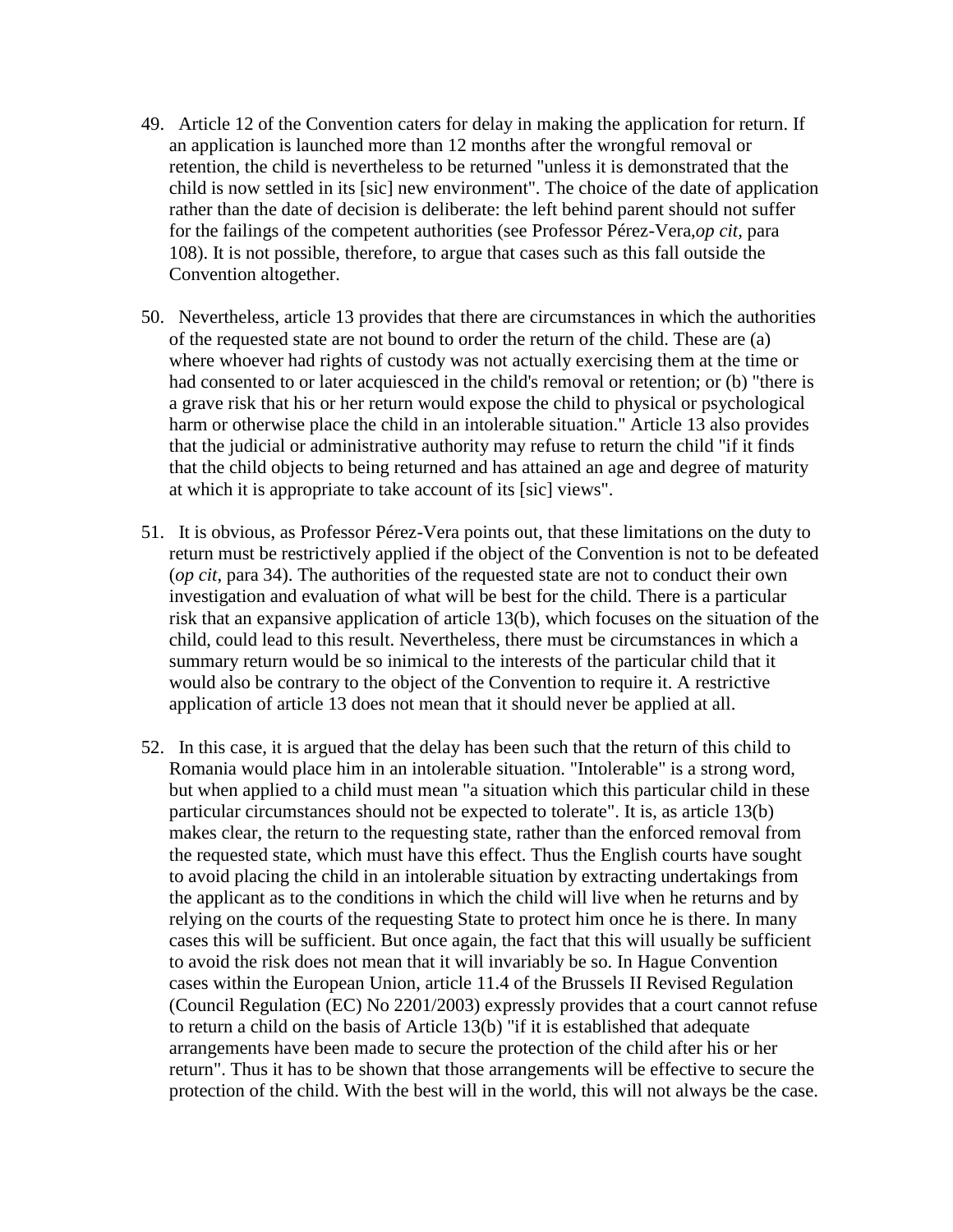49. Article 12 of the Convention caters for delay in making the application for return. If an application is launched more than 12 months after the wrongful removal or retention, the child is nevertheless to be returned "unless it is demonstrated that the child is now settled in its [sic] new environment". The choice of the date of application rather than the date of decision is deliberate: the left behind parent should not suffer for the failings of the competent authorities (see Professor Pérez-Vera,*op cit*, para 108). It is not possible, therefore, to argue that cases such as this fall outside the Convention altogether.

50. Nevertheless, article 13 provides that there are circumstances in which the authorities of the requested state are not bound to order the return of the child. These are (a) where whoever had rights of custody was not actually exercising them at the time or had consented to or later acquiesced in the child's removal or retention; or (b) "there is a grave risk that his or her return would expose the child to physical or psychological harm or otherwise place the child in an intolerable situation." Article 13 also provides that the judicial or administrative authority may refuse to return the child "if it finds that the child objects to being returned and has attained an age and degree of maturity at which it is appropriate to take account of its [sic] views".

51. It is obvious, as Professor Pérez-Vera points out, that these limitations on the duty to return must be restrictively applied if the object of the Convention is not to be defeated (*op cit*, para 34). The authorities of the requested state are not to conduct their own investigation and evaluation of what will be best for the child. There is a particular risk that an expansive application of article 13(b), which focuses on the situation of the child, could lead to this result. Nevertheless, there must be circumstances in which a summary return would be so inimical to the interests of the particular child that it would also be contrary to the object of the Convention to require it. A restrictive application of article 13 does not mean that it should never be applied at all.

52. In this case, it is argued that the delay has been such that the return of this child to Romania would place him in an intolerable situation. "Intolerable" is a strong word, but when applied to a child must mean "a situation which this particular child in these particular circumstances should not be expected to tolerate". It is, as article 13(b) makes clear, the return to the requesting state, rather than the enforced removal from the requested state, which must have this effect. Thus the English courts have sought to avoid placing the child in an intolerable situation by extracting undertakings from the applicant as to the conditions in which the child will live when he returns and by relying on the courts of the requesting State to protect him once he is there. In many cases this will be sufficient. But once again, the fact that this will usually be sufficient to avoid the risk does not mean that it will invariably be so. In Hague Convention cases within the European Union, article 11.4 of the Brussels II Revised Regulation (Council Regulation (EC) No 2201/2003) expressly provides that a court cannot refuse to return a child on the basis of Article 13(b) "if it is established that adequate arrangements have been made to secure the protection of the child after his or her return". Thus it has to be shown that those arrangements will be effective to secure the protection of the child. With the best will in the world, this will not always be the case.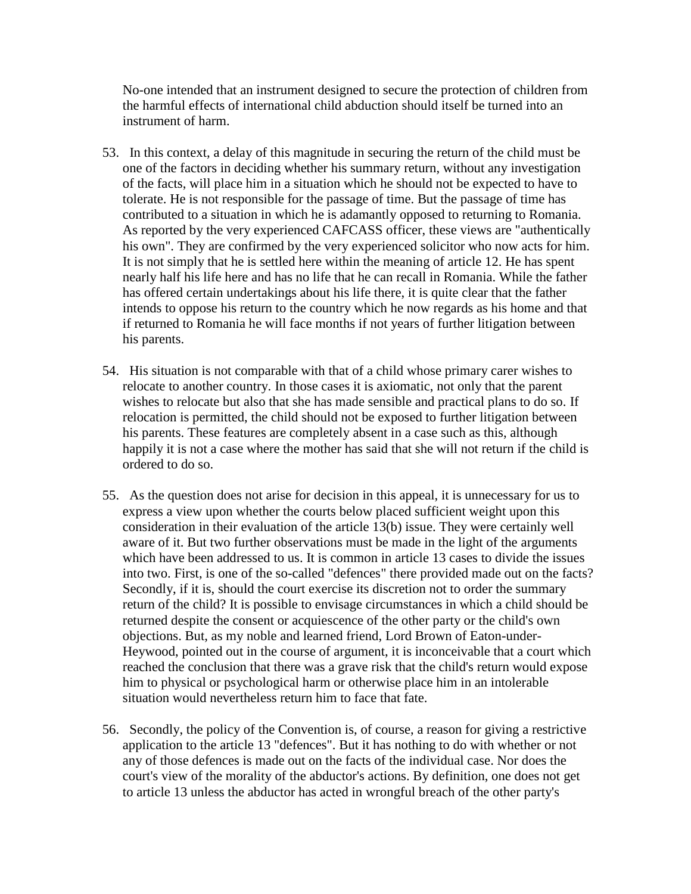No-one intended that an instrument designed to secure the protection of children from the harmful effects of international child abduction should itself be turned into an instrument of harm.

53. In this context, a delay of this magnitude in securing the return of the child must be one of the factors in deciding whether his summary return, without any investigation of the facts, will place him in a situation which he should not be expected to have to tolerate. He is not responsible for the passage of time. But the passage of time has contributed to a situation in which he is adamantly opposed to returning to Romania. As reported by the very experienced CAFCASS officer, these views are "authentically his own". They are confirmed by the very experienced solicitor who now acts for him. It is not simply that he is settled here within the meaning of article 12. He has spent nearly half his life here and has no life that he can recall in Romania. While the father has offered certain undertakings about his life there, it is quite clear that the father intends to oppose his return to the country which he now regards as his home and that if returned to Romania he will face months if not years of further litigation between his parents.

54. His situation is not comparable with that of a child whose primary carer wishes to relocate to another country. In those cases it is axiomatic, not only that the parent wishes to relocate but also that she has made sensible and practical plans to do so. If relocation is permitted, the child should not be exposed to further litigation between his parents. These features are completely absent in a case such as this, although happily it is not a case where the mother has said that she will not return if the child is ordered to do so.

55. As the question does not arise for decision in this appeal, it is unnecessary for us to express a view upon whether the courts below placed sufficient weight upon this consideration in their evaluation of the article 13(b) issue. They were certainly well aware of it. But two further observations must be made in the light of the arguments which have been addressed to us. It is common in article 13 cases to divide the issues into two. First, is one of the so-called "defences" there provided made out on the facts? Secondly, if it is, should the court exercise its discretion not to order the summary return of the child? It is possible to envisage circumstances in which a child should be returned despite the consent or acquiescence of the other party or the child's own objections. But, as my noble and learned friend, Lord Brown of Eaton-under-Heywood, pointed out in the course of argument, it is inconceivable that a court which reached the conclusion that there was a grave risk that the child's return would expose him to physical or psychological harm or otherwise place him in an intolerable situation would nevertheless return him to face that fate.

56. Secondly, the policy of the Convention is, of course, a reason for giving a restrictive application to the article 13 "defences". But it has nothing to do with whether or not any of those defences is made out on the facts of the individual case. Nor does the court's view of the morality of the abductor's actions. By definition, one does not get to article 13 unless the abductor has acted in wrongful breach of the other party's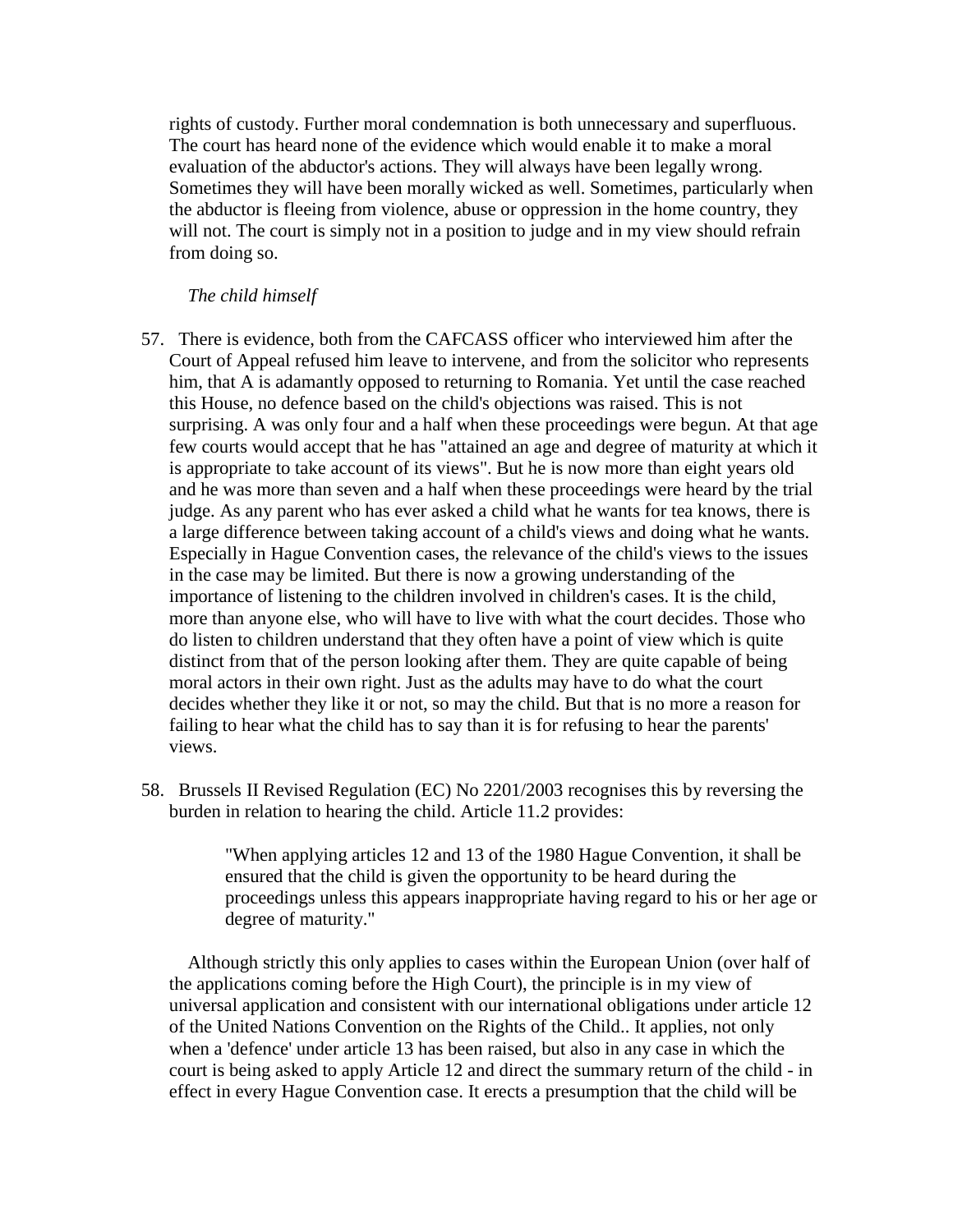rights of custody. Further moral condemnation is both unnecessary and superfluous. The court has heard none of the evidence which would enable it to make a moral evaluation of the abductor's actions. They will always have been legally wrong. Sometimes they will have been morally wicked as well. Sometimes, particularly when the abductor is fleeing from violence, abuse or oppression in the home country, they will not. The court is simply not in a position to judge and in my view should refrain from doing so.

*The child himself*

57. There is evidence, both from the CAFCASS officer who interviewed him after the Court of Appeal refused him leave to intervene, and from the solicitor who represents him, that A is adamantly opposed to returning to Romania. Yet until the case reached this House, no defence based on the child's objections was raised. This is not surprising. A was only four and a half when these proceedings were begun. At that age few courts would accept that he has "attained an age and degree of maturity at which it is appropriate to take account of its views". But he is now more than eight years old and he was more than seven and a half when these proceedings were heard by the trial judge. As any parent who has ever asked a child what he wants for tea knows, there is a large difference between taking account of a child's views and doing what he wants. Especially in Hague Convention cases, the relevance of the child's views to the issues in the case may be limited. But there is now a growing understanding of the importance of listening to the children involved in children's cases. It is the child, more than anyone else, who will have to live with what the court decides. Those who do listen to children understand that they often have a point of view which is quite distinct from that of the person looking after them. They are quite capable of being moral actors in their own right. Just as the adults may have to do what the court decides whether they like it or not, so may the child. But that is no more a reason for failing to hear what the child has to say than it is for refusing to hear the parents' views.

58. Brussels II Revised Regulation (EC) No 2201/2003 recognises this by reversing the burden in relation to hearing the child. Article 11.2 provides:

> "When applying articles 12 and 13 of the 1980 Hague Convention, it shall be ensured that the child is given the opportunity to be heard during the proceedings unless this appears inappropriate having regard to his or her age or degree of maturity."

Although strictly this only applies to cases within the European Union (over half of the applications coming before the High Court), the principle is in my view of universal application and consistent with our international obligations under article 12 of the United Nations Convention on the Rights of the Child.. It applies, not only when a 'defence' under article 13 has been raised, but also in any case in which the court is being asked to apply Article 12 and direct the summary return of the child - in effect in every Hague Convention case. It erects a presumption that the child will be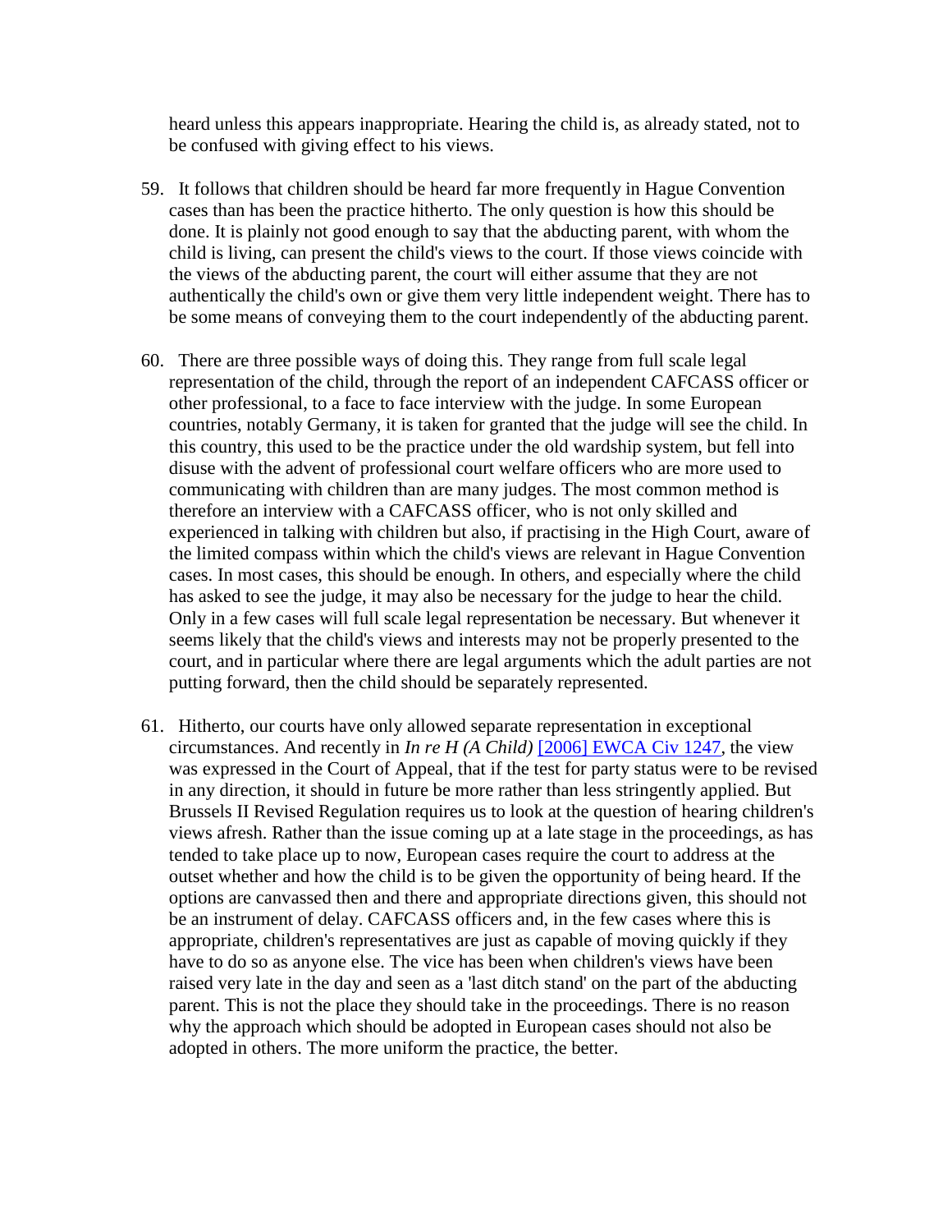heard unless this appears inappropriate. Hearing the child is, as already stated, not to be confused with giving effect to his views.

59. It follows that children should be heard far more frequently in Hague Convention cases than has been the practice hitherto. The only question is how this should be done. It is plainly not good enough to say that the abducting parent, with whom the child is living, can present the child's views to the court. If those views coincide with the views of the abducting parent, the court will either assume that they are not authentically the child's own or give them very little independent weight. There has to be some means of conveying them to the court independently of the abducting parent.

60. There are three possible ways of doing this. They range from full scale legal representation of the child, through the report of an independent CAFCASS officer or other professional, to a face to face interview with the judge. In some European countries, notably Germany, it is taken for granted that the judge will see the child. In this country, this used to be the practice under the old wardship system, but fell into disuse with the advent of professional court welfare officers who are more used to communicating with children than are many judges. The most common method is therefore an interview with a CAFCASS officer, who is not only skilled and experienced in talking with children but also, if practising in the High Court, aware of the limited compass within which the child's views are relevant in Hague Convention cases. In most cases, this should be enough. In others, and especially where the child has asked to see the judge, it may also be necessary for the judge to hear the child. Only in a few cases will full scale legal representation be necessary. But whenever it seems likely that the child's views and interests may not be properly presented to the court, and in particular where there are legal arguments which the adult parties are not putting forward, then the child should be separately represented.

61. Hitherto, our courts have only allowed separate representation in exceptional circumstances. And recently in *In re H (A Child)* [2006] EWCA Civ 1247, the view was expressed in the Court of Appeal, that if the test for party status were to be revised in any direction, it should in future be more rather than less stringently applied. But Brussels II Revised Regulation requires us to look at the question of hearing children's views afresh. Rather than the issue coming up at a late stage in the proceedings, as has tended to take place up to now, European cases require the court to address at the outset whether and how the child is to be given the opportunity of being heard. If the options are canvassed then and there and appropriate directions given, this should not be an instrument of delay. CAFCASS officers and, in the few cases where this is appropriate, children's representatives are just as capable of moving quickly if they have to do so as anyone else. The vice has been when children's views have been raised very late in the day and seen as a 'last ditch stand' on the part of the abducting parent. This is not the place they should take in the proceedings. There is no reason why the approach which should be adopted in European cases should not also be adopted in others. The more uniform the practice, the better.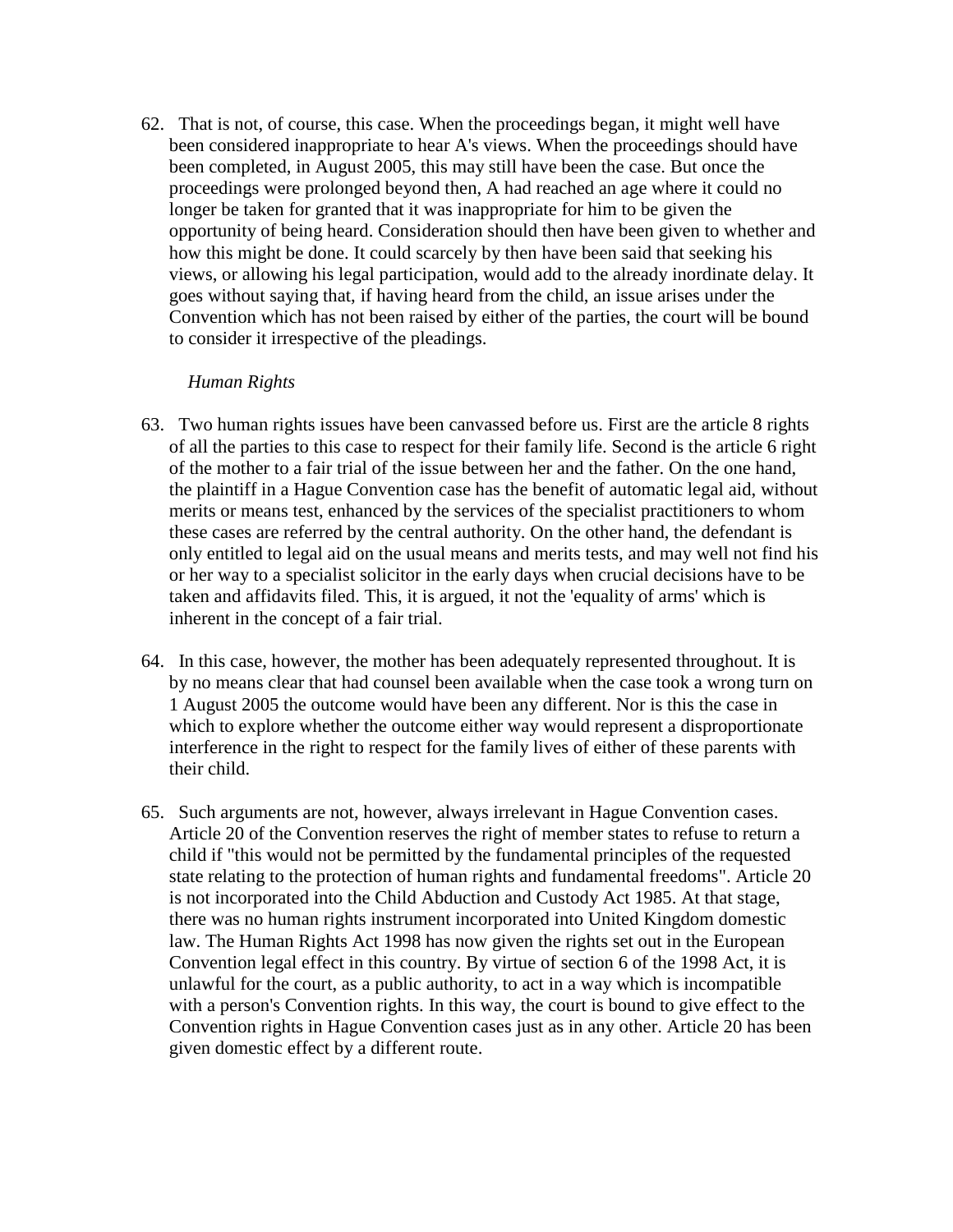62. That is not, of course, this case. When the proceedings began, it might well have been considered inappropriate to hear A's views. When the proceedings should have been completed, in August 2005, this may still have been the case. But once the proceedings were prolonged beyond then, A had reached an age where it could no longer be taken for granted that it was inappropriate for him to be given the opportunity of being heard. Consideration should then have been given to whether and how this might be done. It could scarcely by then have been said that seeking his views, or allowing his legal participation, would add to the already inordinate delay. It goes without saying that, if having heard from the child, an issue arises under the Convention which has not been raised by either of the parties, the court will be bound to consider it irrespective of the pleadings.

*Human Rights*

63. Two human rights issues have been canvassed before us. First are the article 8 rights of all the parties to this case to respect for their family life. Second is the article 6 right of the mother to a fair trial of the issue between her and the father. On the one hand, the plaintiff in a Hague Convention case has the benefit of automatic legal aid, without merits or means test, enhanced by the services of the specialist practitioners to whom these cases are referred by the central authority. On the other hand, the defendant is only entitled to legal aid on the usual means and merits tests, and may well not find his or her way to a specialist solicitor in the early days when crucial decisions have to be taken and affidavits filed. This, it is argued, it not the 'equality of arms' which is inherent in the concept of a fair trial.

64. In this case, however, the mother has been adequately represented throughout. It is by no means clear that had counsel been available when the case took a wrong turn on 1 August 2005 the outcome would have been any different. Nor is this the case in which to explore whether the outcome either way would represent a disproportionate interference in the right to respect for the family lives of either of these parents with their child.

65. Such arguments are not, however, always irrelevant in Hague Convention cases. Article 20 of the Convention reserves the right of member states to refuse to return a child if "this would not be permitted by the fundamental principles of the requested state relating to the protection of human rights and fundamental freedoms". Article 20 is not incorporated into the Child Abduction and Custody Act 1985. At that stage, there was no human rights instrument incorporated into United Kingdom domestic law. The Human Rights Act 1998 has now given the rights set out in the European Convention legal effect in this country. By virtue of section 6 of the 1998 Act, it is unlawful for the court, as a public authority, to act in a way which is incompatible with a person's Convention rights. In this way, the court is bound to give effect to the Convention rights in Hague Convention cases just as in any other. Article 20 has been given domestic effect by a different route.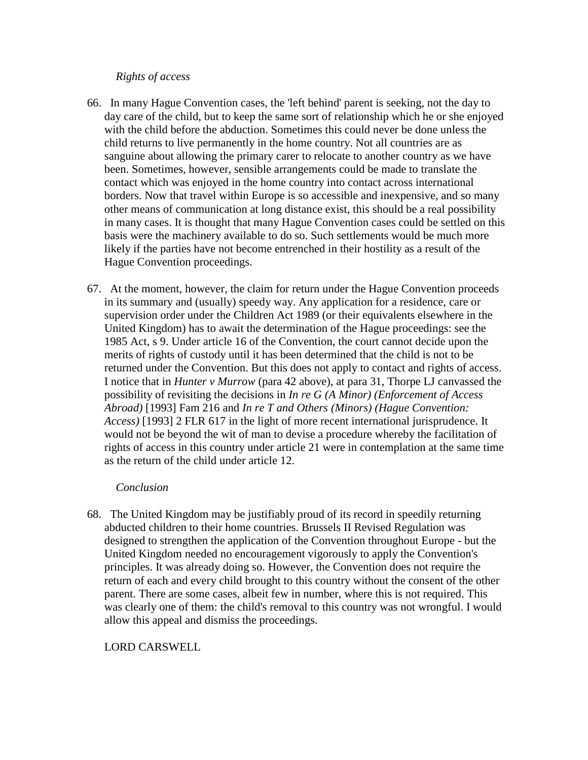*Rights of access*

66. In many Hague Convention cases, the 'left behind' parent is seeking, not the day to day care of the child, but to keep the same sort of relationship which he or she enjoyed with the child before the abduction. Sometimes this could never be done unless the child returns to live permanently in the home country. Not all countries are as sanguine about allowing the primary carer to relocate to another country as we have been. Sometimes, however, sensible arrangements could be made to translate the contact which was enjoyed in the home country into contact across international borders. Now that travel within Europe is so accessible and inexpensive, and so many other means of communication at long distance exist, this should be a real possibility in many cases. It is thought that many Hague Convention cases could be settled on this basis were the machinery available to do so. Such settlements would be much more likely if the parties have not become entrenched in their hostility as a result of the Hague Convention proceedings.

67. At the moment, however, the claim for return under the Hague Convention proceeds in its summary and (usually) speedy way. Any application for a residence, care or supervision order under the Children Act 1989 (or their equivalents elsewhere in the United Kingdom) has to await the determination of the Hague proceedings: see the 1985 Act, s 9. Under article 16 of the Convention, the court cannot decide upon the merits of rights of custody until it has been determined that the child is not to be returned under the Convention. But this does not apply to contact and rights of access. I notice that in *Hunter v Murrow* (para 42 above), at para 31, Thorpe LJ canvassed the possibility of revisiting the decisions in *In re G (A Minor) (Enforcement of Access Abroad)* [1993] Fam 216 and *In re T and Others (Minors) (Hague Convention: Access)* [1993] 2 FLR 617 in the light of more recent international jurisprudence. It would not be beyond the wit of man to devise a procedure whereby the facilitation of rights of access in this country under article 21 were in contemplation at the same time as the return of the child under article 12.

*Conclusion*

68. The United Kingdom may be justifiably proud of its record in speedily returning abducted children to their home countries. Brussels II Revised Regulation was designed to strengthen the application of the Convention throughout Europe - but the United Kingdom needed no encouragement vigorously to apply the Convention's principles. It was already doing so. However, the Convention does not require the return of each and every child brought to this country without the consent of the other parent. There are some cases, albeit few in number, where this is not required. This was clearly one of them: the child's removal to this country was not wrongful. I would allow this appeal and dismiss the proceedings.

LORD CARSWELL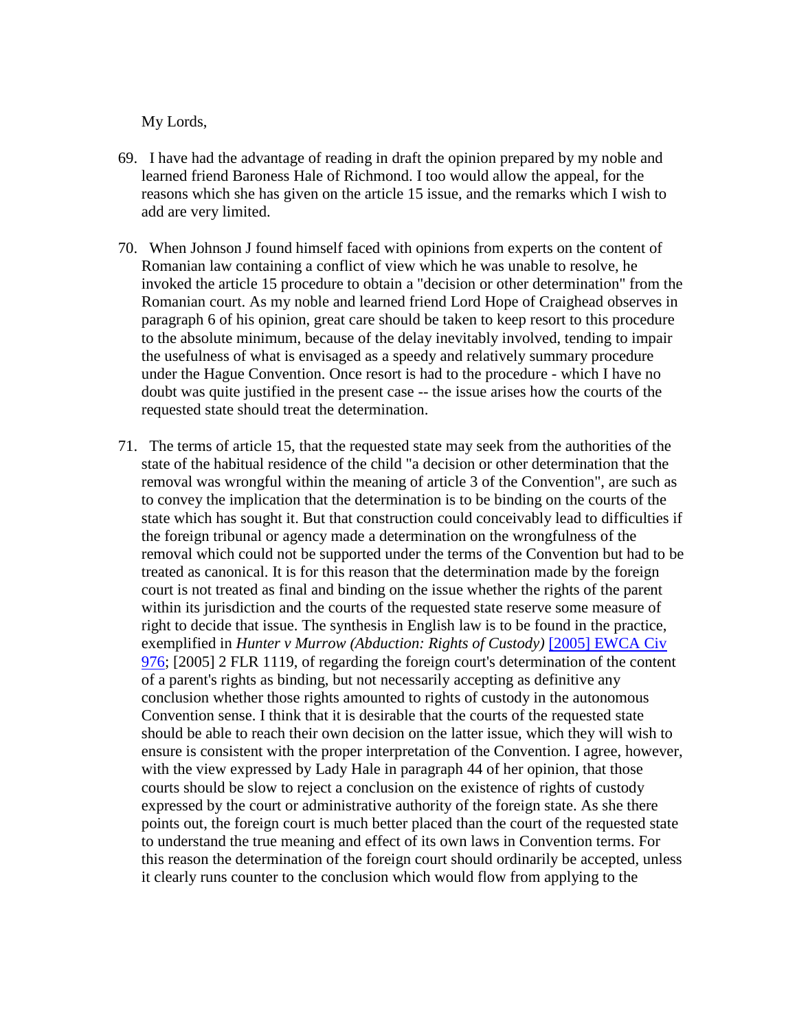My Lords,

69. I have had the advantage of reading in draft the opinion prepared by my noble and learned friend Baroness Hale of Richmond. I too would allow the appeal, for the reasons which she has given on the article 15 issue, and the remarks which I wish to add are very limited.

70. When Johnson J found himself faced with opinions from experts on the content of Romanian law containing a conflict of view which he was unable to resolve, he invoked the article 15 procedure to obtain a "decision or other determination" from the Romanian court. As my noble and learned friend Lord Hope of Craighead observes in paragraph 6 of his opinion, great care should be taken to keep resort to this procedure to the absolute minimum, because of the delay inevitably involved, tending to impair the usefulness of what is envisaged as a speedy and relatively summary procedure under the Hague Convention. Once resort is had to the procedure - which I have no doubt was quite justified in the present case -- the issue arises how the courts of the requested state should treat the determination.

71. The terms of article 15, that the requested state may seek from the authorities of the state of the habitual residence of the child "a decision or other determination that the removal was wrongful within the meaning of article 3 of the Convention", are such as to convey the implication that the determination is to be binding on the courts of the state which has sought it. But that construction could conceivably lead to difficulties if the foreign tribunal or agency made a determination on the wrongfulness of the removal which could not be supported under the terms of the Convention but had to be treated as canonical. It is for this reason that the determination made by the foreign court is not treated as final and binding on the issue whether the rights of the parent within its jurisdiction and the courts of the requested state reserve some measure of right to decide that issue. The synthesis in English law is to be found in the practice, exemplified in *Hunter v Murrow (Abduction: Rights of Custody)* [2005] EWCA Civ 976; [2005] 2 FLR 1119, of regarding the foreign court's determination of the content of a parent's rights as binding, but not necessarily accepting as definitive any conclusion whether those rights amounted to rights of custody in the autonomous Convention sense. I think that it is desirable that the courts of the requested state should be able to reach their own decision on the latter issue, which they will wish to ensure is consistent with the proper interpretation of the Convention. I agree, however, with the view expressed by Lady Hale in paragraph 44 of her opinion, that those courts should be slow to reject a conclusion on the existence of rights of custody expressed by the court or administrative authority of the foreign state. As she there points out, the foreign court is much better placed than the court of the requested state to understand the true meaning and effect of its own laws in Convention terms. For this reason the determination of the foreign court should ordinarily be accepted, unless it clearly runs counter to the conclusion which would flow from applying to the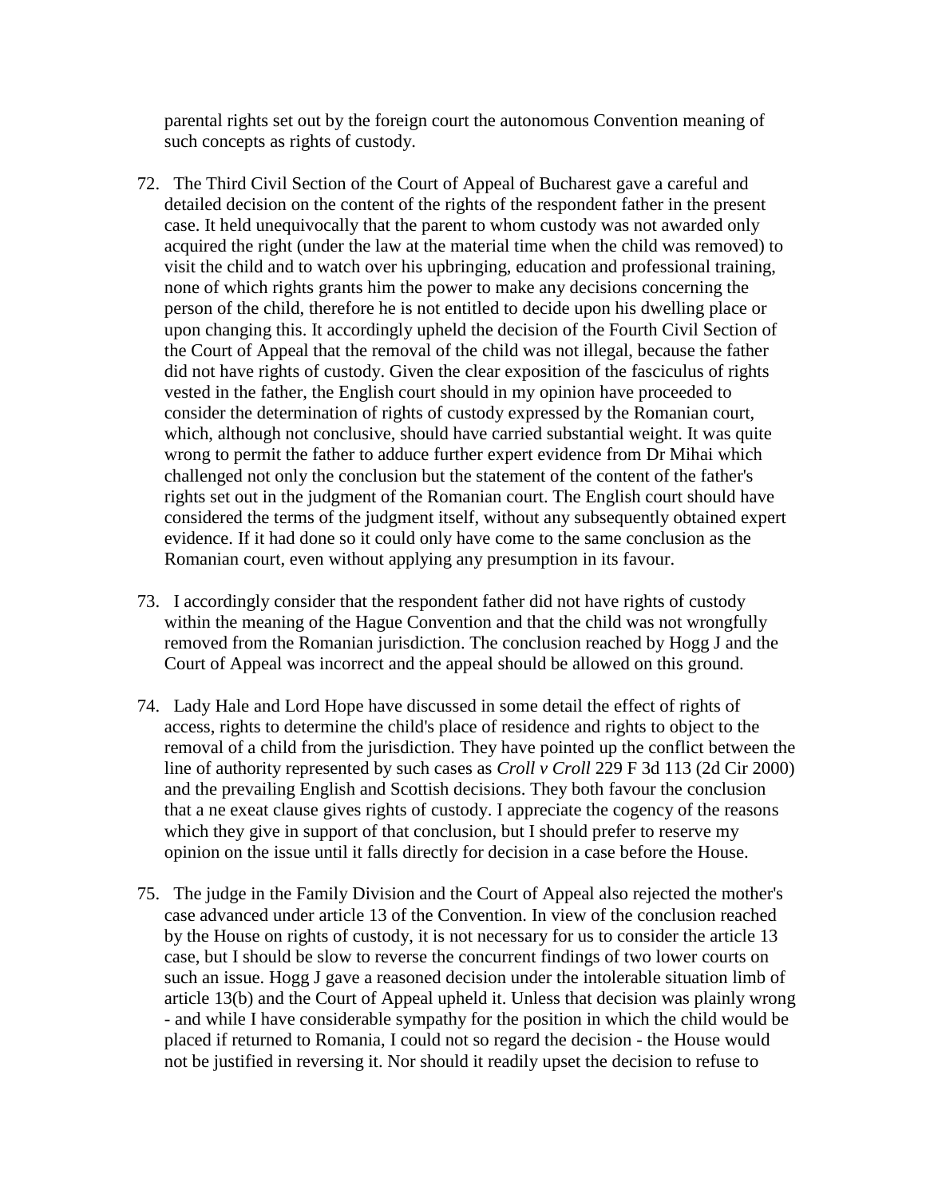parental rights set out by the foreign court the autonomous Convention meaning of such concepts as rights of custody.

72. The Third Civil Section of the Court of Appeal of Bucharest gave a careful and detailed decision on the content of the rights of the respondent father in the present case. It held unequivocally that the parent to whom custody was not awarded only acquired the right (under the law at the material time when the child was removed) to visit the child and to watch over his upbringing, education and professional training, none of which rights grants him the power to make any decisions concerning the person of the child, therefore he is not entitled to decide upon his dwelling place or upon changing this. It accordingly upheld the decision of the Fourth Civil Section of the Court of Appeal that the removal of the child was not illegal, because the father did not have rights of custody. Given the clear exposition of the fasciculus of rights vested in the father, the English court should in my opinion have proceeded to consider the determination of rights of custody expressed by the Romanian court, which, although not conclusive, should have carried substantial weight. It was quite wrong to permit the father to adduce further expert evidence from Dr Mihai which challenged not only the conclusion but the statement of the content of the father's rights set out in the judgment of the Romanian court. The English court should have considered the terms of the judgment itself, without any subsequently obtained expert evidence. If it had done so it could only have come to the same conclusion as the Romanian court, even without applying any presumption in its favour.

73. I accordingly consider that the respondent father did not have rights of custody within the meaning of the Hague Convention and that the child was not wrongfully removed from the Romanian jurisdiction. The conclusion reached by Hogg J and the Court of Appeal was incorrect and the appeal should be allowed on this ground.

74. Lady Hale and Lord Hope have discussed in some detail the effect of rights of access, rights to determine the child's place of residence and rights to object to the removal of a child from the jurisdiction. They have pointed up the conflict between the line of authority represented by such cases as *Croll v Croll* 229 F 3d 113 (2d Cir 2000) and the prevailing English and Scottish decisions. They both favour the conclusion that a ne exeat clause gives rights of custody. I appreciate the cogency of the reasons which they give in support of that conclusion, but I should prefer to reserve my opinion on the issue until it falls directly for decision in a case before the House.

75. The judge in the Family Division and the Court of Appeal also rejected the mother's case advanced under article 13 of the Convention. In view of the conclusion reached by the House on rights of custody, it is not necessary for us to consider the article 13 case, but I should be slow to reverse the concurrent findings of two lower courts on such an issue. Hogg J gave a reasoned decision under the intolerable situation limb of article 13(b) and the Court of Appeal upheld it. Unless that decision was plainly wrong - and while I have considerable sympathy for the position in which the child would be placed if returned to Romania, I could not so regard the decision - the House would not be justified in reversing it. Nor should it readily upset the decision to refuse to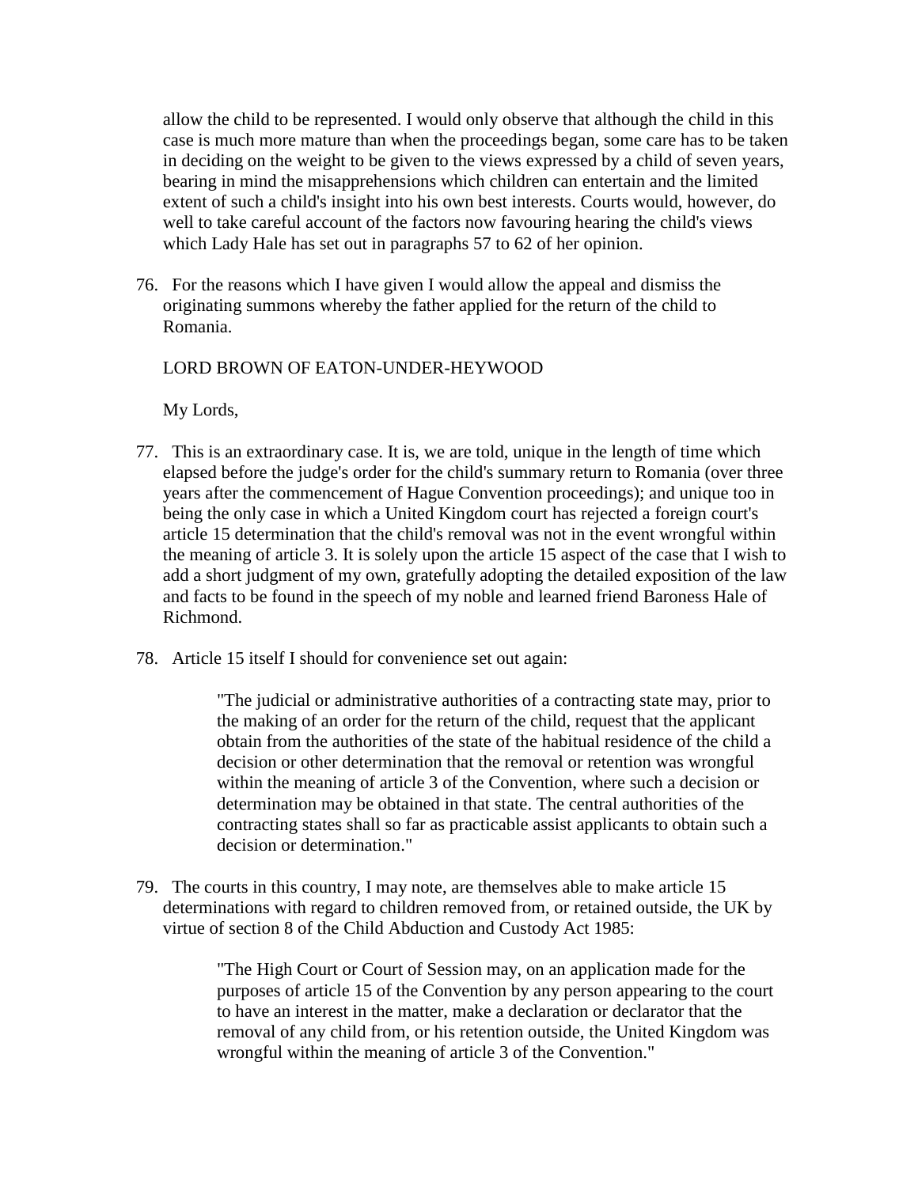allow the child to be represented. I would only observe that although the child in this case is much more mature than when the proceedings began, some care has to be taken in deciding on the weight to be given to the views expressed by a child of seven years, bearing in mind the misapprehensions which children can entertain and the limited extent of such a child's insight into his own best interests. Courts would, however, do well to take careful account of the factors now favouring hearing the child's views which Lady Hale has set out in paragraphs 57 to 62 of her opinion.

76. For the reasons which I have given I would allow the appeal and dismiss the originating summons whereby the father applied for the return of the child to Romania.

LORD BROWN OF EATON-UNDER-HEYWOOD

My Lords,

77. This is an extraordinary case. It is, we are told, unique in the length of time which elapsed before the judge's order for the child's summary return to Romania (over three years after the commencement of Hague Convention proceedings); and unique too in being the only case in which a United Kingdom court has rejected a foreign court's article 15 determination that the child's removal was not in the event wrongful within the meaning of article 3. It is solely upon the article 15 aspect of the case that I wish to add a short judgment of my own, gratefully adopting the detailed exposition of the law and facts to be found in the speech of my noble and learned friend Baroness Hale of Richmond.

78. Article 15 itself I should for convenience set out again:

> "The judicial or administrative authorities of a contracting state may, prior to the making of an order for the return of the child, request that the applicant obtain from the authorities of the state of the habitual residence of the child a decision or other determination that the removal or retention was wrongful within the meaning of article 3 of the Convention, where such a decision or determination may be obtained in that state. The central authorities of the contracting states shall so far as practicable assist applicants to obtain such a decision or determination."

79. The courts in this country, I may note, are themselves able to make article 15 determinations with regard to children removed from, or retained outside, the UK by virtue of section 8 of the Child Abduction and Custody Act 1985:

> "The High Court or Court of Session may, on an application made for the purposes of article 15 of the Convention by any person appearing to the court to have an interest in the matter, make a declaration or declarator that the removal of any child from, or his retention outside, the United Kingdom was wrongful within the meaning of article 3 of the Convention."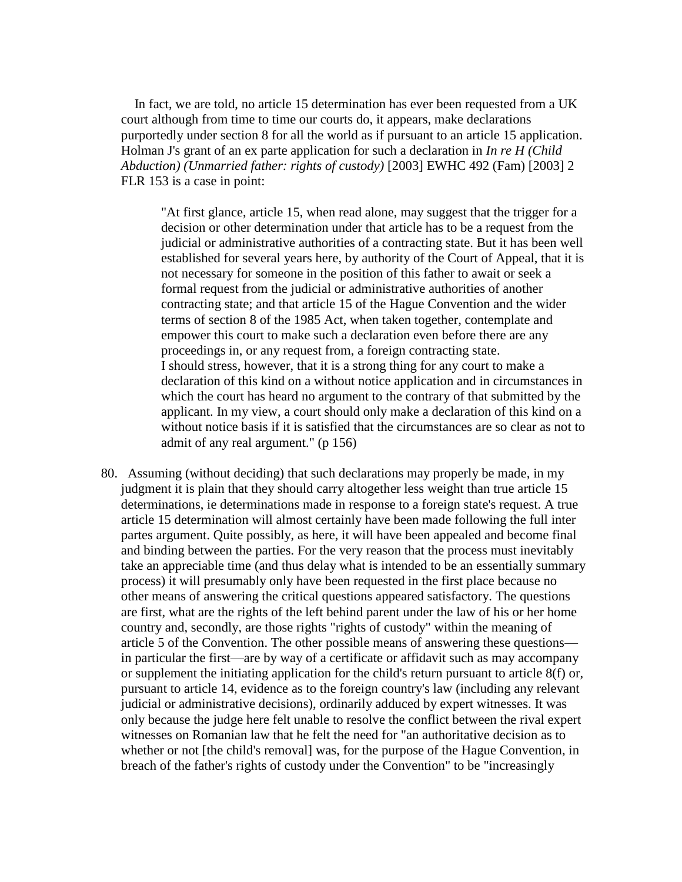In fact, we are told, no article 15 determination has ever been requested from a UK court although from time to time our courts do, it appears, make declarations purportedly under section 8 for all the world as if pursuant to an article 15 application. Holman J's grant of an ex parte application for such a declaration in *In re H (Child Abduction) (Unmarried father: rights of custody)* [2003] EWHC 492 (Fam) [2003] 2 FLR 153 is a case in point:

> "At first glance, article 15, when read alone, may suggest that the trigger for a decision or other determination under that article has to be a request from the judicial or administrative authorities of a contracting state. But it has been well established for several years here, by authority of the Court of Appeal, that it is not necessary for someone in the position of this father to await or seek a formal request from the judicial or administrative authorities of another contracting state; and that article 15 of the Hague Convention and the wider terms of section 8 of the 1985 Act, when taken together, contemplate and empower this court to make such a declaration even before there are any proceedings in, or any request from, a foreign contracting state.
> I should stress, however, that it is a strong thing for any court to make a declaration of this kind on a without notice application and in circumstances in which the court has heard no argument to the contrary of that submitted by the applicant. In my view, a court should only make a declaration of this kind on a without notice basis if it is satisfied that the circumstances are so clear as not to admit of any real argument." (p 156)

80. Assuming (without deciding) that such declarations may properly be made, in my judgment it is plain that they should carry altogether less weight than true article 15 determinations, ie determinations made in response to a foreign state's request. A true article 15 determination will almost certainly have been made following the full inter partes argument. Quite possibly, as here, it will have been appealed and become final and binding between the parties. For the very reason that the process must inevitably take an appreciable time (and thus delay what is intended to be an essentially summary process) it will presumably only have been requested in the first place because no other means of answering the critical questions appeared satisfactory. The questions are first, what are the rights of the left behind parent under the law of his or her home country and, secondly, are those rights "rights of custody" within the meaning of article 5 of the Convention. The other possible means of answering these questions—in particular the first—are by way of a certificate or affidavit such as may accompany or supplement the initiating application for the child's return pursuant to article 8(f) or, pursuant to article 14, evidence as to the foreign country's law (including any relevant judicial or administrative decisions), ordinarily adduced by expert witnesses. It was only because the judge here felt unable to resolve the conflict between the rival expert witnesses on Romanian law that he felt the need for "an authoritative decision as to whether or not [the child's removal] was, for the purpose of the Hague Convention, in breach of the father's rights of custody under the Convention" to be "increasingly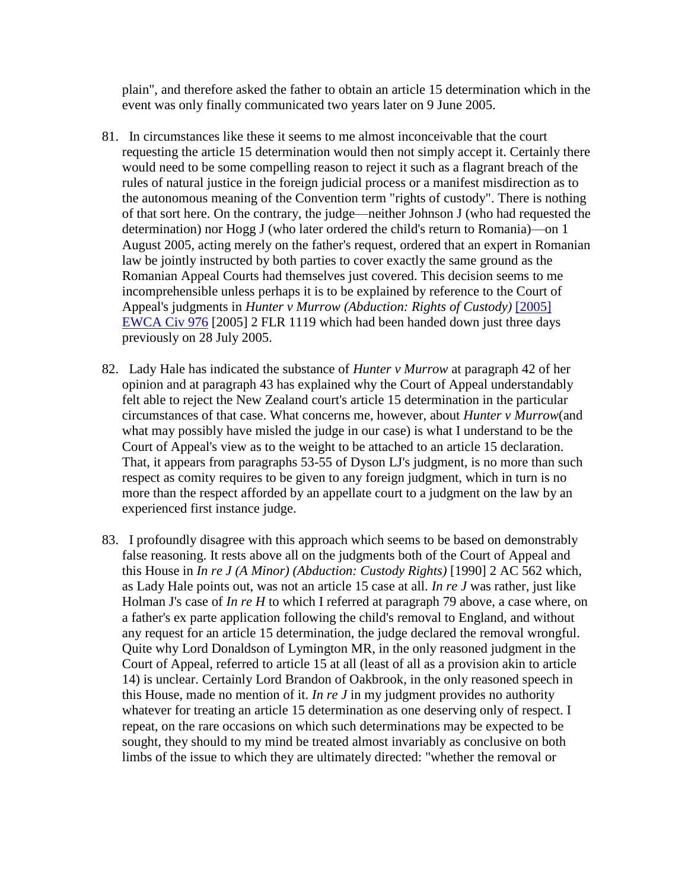plain", and therefore asked the father to obtain an article 15 determination which in the event was only finally communicated two years later on 9 June 2005.

81. In circumstances like these it seems to me almost inconceivable that the court requesting the article 15 determination would then not simply accept it. Certainly there would need to be some compelling reason to reject it such as a flagrant breach of the rules of natural justice in the foreign judicial process or a manifest misdirection as to the autonomous meaning of the Convention term "rights of custody". There is nothing of that sort here. On the contrary, the judge—neither Johnson J (who had requested the determination) nor Hogg J (who later ordered the child's return to Romania)—on 1 August 2005, acting merely on the father's request, ordered that an expert in Romanian law be jointly instructed by both parties to cover exactly the same ground as the Romanian Appeal Courts had themselves just covered. This decision seems to me incomprehensible unless perhaps it is to be explained by reference to the Court of Appeal's judgments in *Hunter v Murrow (Abduction: Rights of Custody)* [2005] EWCA Civ 976 [2005] 2 FLR 1119 which had been handed down just three days previously on 28 July 2005.

82. Lady Hale has indicated the substance of *Hunter v Murrow* at paragraph 42 of her opinion and at paragraph 43 has explained why the Court of Appeal understandably felt able to reject the New Zealand court's article 15 determination in the particular circumstances of that case. What concerns me, however, about *Hunter v Murrow*(and what may possibly have misled the judge in our case) is what I understand to be the Court of Appeal's view as to the weight to be attached to an article 15 declaration. That, it appears from paragraphs 53-55 of Dyson LJ's judgment, is no more than such respect as comity requires to be given to any foreign judgment, which in turn is no more than the respect afforded by an appellate court to a judgment on the law by an experienced first instance judge.

83. I profoundly disagree with this approach which seems to be based on demonstrably false reasoning. It rests above all on the judgments both of the Court of Appeal and this House in *In re J (A Minor) (Abduction: Custody Rights)* [1990] 2 AC 562 which, as Lady Hale points out, was not an article 15 case at all. *In re J* was rather, just like Holman J's case of *In re H* to which I referred at paragraph 79 above, a case where, on a father's ex parte application following the child's removal to England, and without any request for an article 15 determination, the judge declared the removal wrongful. Quite why Lord Donaldson of Lymington MR, in the only reasoned judgment in the Court of Appeal, referred to article 15 at all (least of all as a provision akin to article 14) is unclear. Certainly Lord Brandon of Oakbrook, in the only reasoned speech in this House, made no mention of it. *In re J* in my judgment provides no authority whatever for treating an article 15 determination as one deserving only of respect. I repeat, on the rare occasions on which such determinations may be expected to be sought, they should to my mind be treated almost invariably as conclusive on both limbs of the issue to which they are ultimately directed: "whether the removal or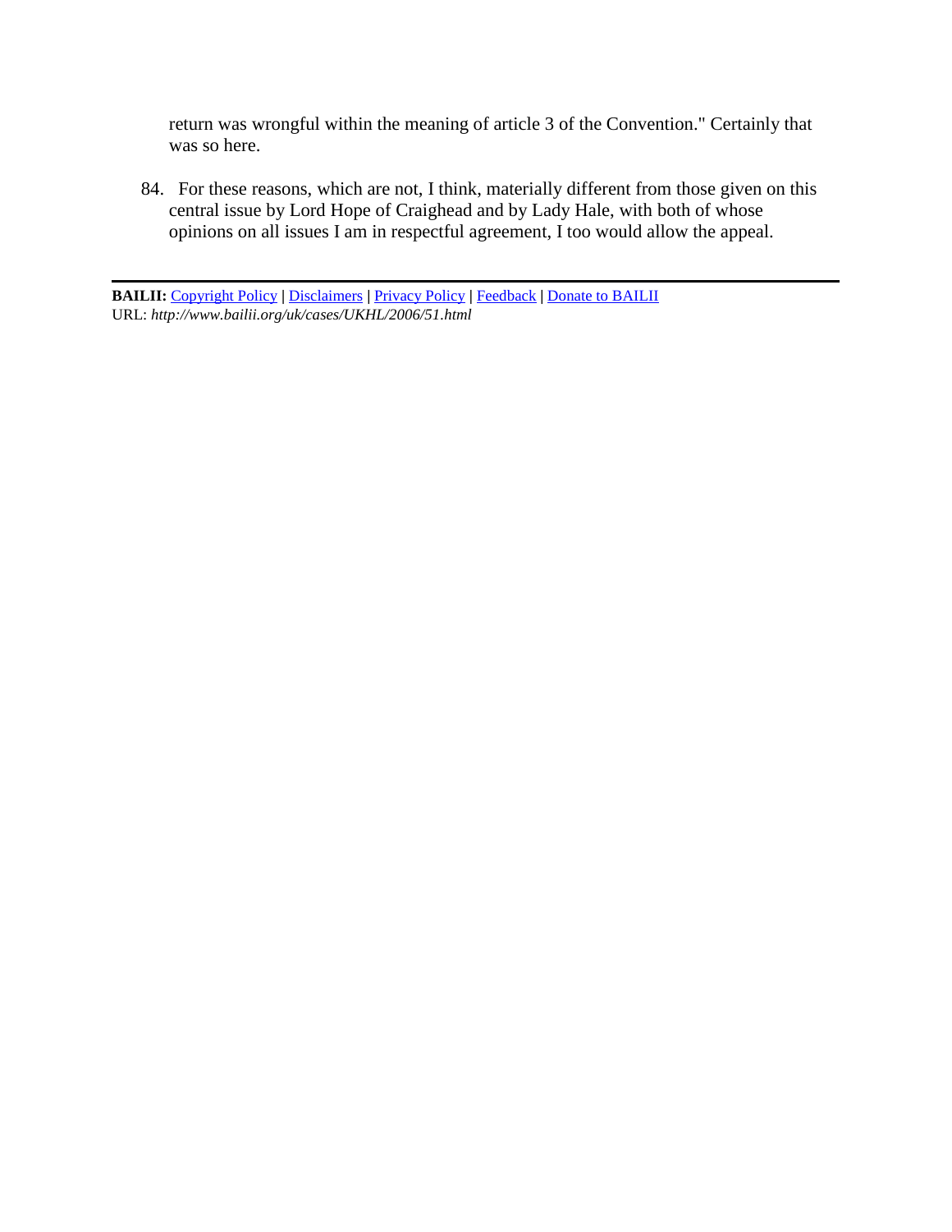return was wrongful within the meaning of article 3 of the Convention." Certainly that was so here.

84. For these reasons, which are not, I think, materially different from those given on this central issue by Lord Hope of Craighead and by Lady Hale, with both of whose opinions on all issues I am in respectful agreement, I too would allow the appeal.

---

**BAILII:** Copyright Policy | Disclaimers | Privacy Policy | Feedback | Donate to BAILII
URL: *http://www.bailii.org/uk/cases/UKHL/2006/51.html*